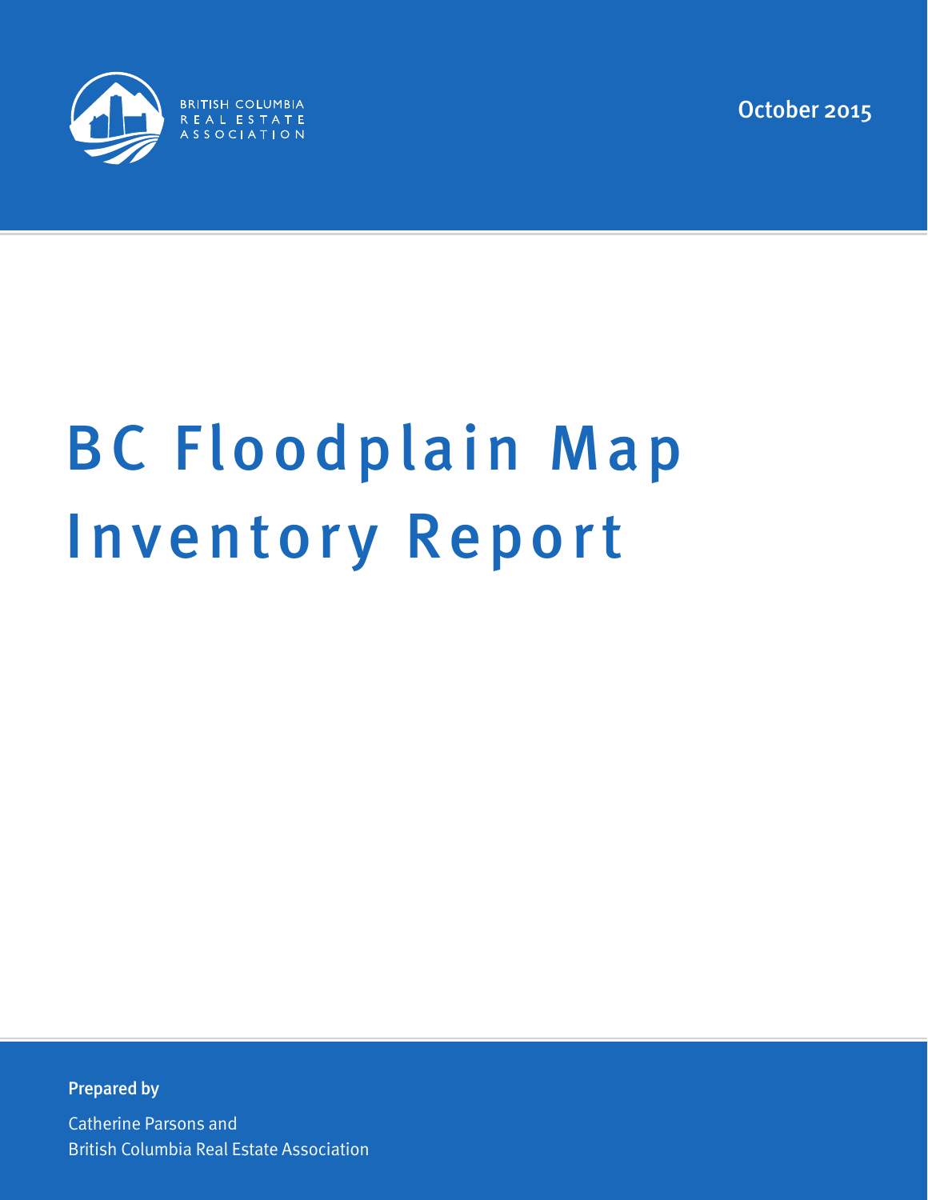BRITISH COLUMBIA REAL ESTATE ASSOCIATION

October 2015

# BC Floodplain Map Inventory Report

**Prepared by**

Catherine Parsons and
British Columbia Real Estate Association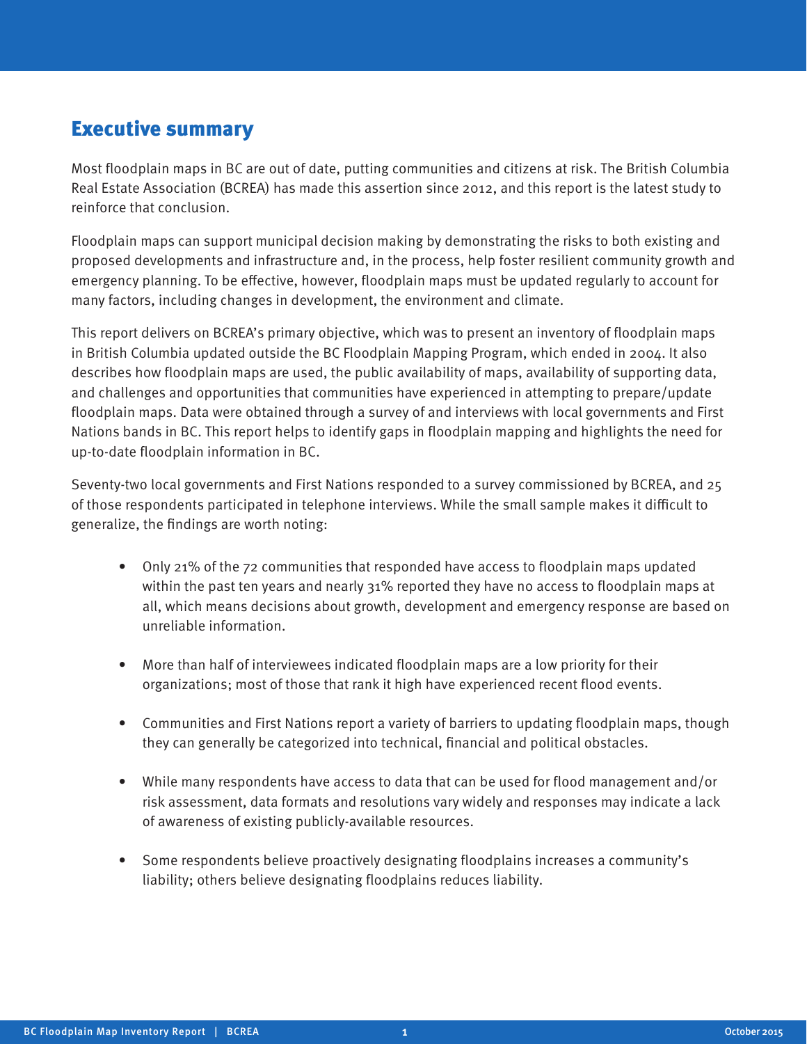## Executive summary

Most floodplain maps in BC are out of date, putting communities and citizens at risk. The British Columbia Real Estate Association (BCREA) has made this assertion since 2012, and this report is the latest study to reinforce that conclusion.

Floodplain maps can support municipal decision making by demonstrating the risks to both existing and proposed developments and infrastructure and, in the process, help foster resilient community growth and emergency planning. To be effective, however, floodplain maps must be updated regularly to account for many factors, including changes in development, the environment and climate.

This report delivers on BCREA's primary objective, which was to present an inventory of floodplain maps in British Columbia updated outside the BC Floodplain Mapping Program, which ended in 2004. It also describes how floodplain maps are used, the public availability of maps, availability of supporting data, and challenges and opportunities that communities have experienced in attempting to prepare/update floodplain maps. Data were obtained through a survey of and interviews with local governments and First Nations bands in BC. This report helps to identify gaps in floodplain mapping and highlights the need for up-to-date floodplain information in BC.

Seventy-two local governments and First Nations responded to a survey commissioned by BCREA, and 25 of those respondents participated in telephone interviews. While the small sample makes it difficult to generalize, the findings are worth noting:

- Only 21% of the 72 communities that responded have access to floodplain maps updated within the past ten years and nearly 31% reported they have no access to floodplain maps at all, which means decisions about growth, development and emergency response are based on unreliable information.
- More than half of interviewees indicated floodplain maps are a low priority for their organizations; most of those that rank it high have experienced recent flood events.
- Communities and First Nations report a variety of barriers to updating floodplain maps, though they can generally be categorized into technical, financial and political obstacles.
- While many respondents have access to data that can be used for flood management and/or risk assessment, data formats and resolutions vary widely and responses may indicate a lack of awareness of existing publicly-available resources.
- Some respondents believe proactively designating floodplains increases a community's liability; others believe designating floodplains reduces liability.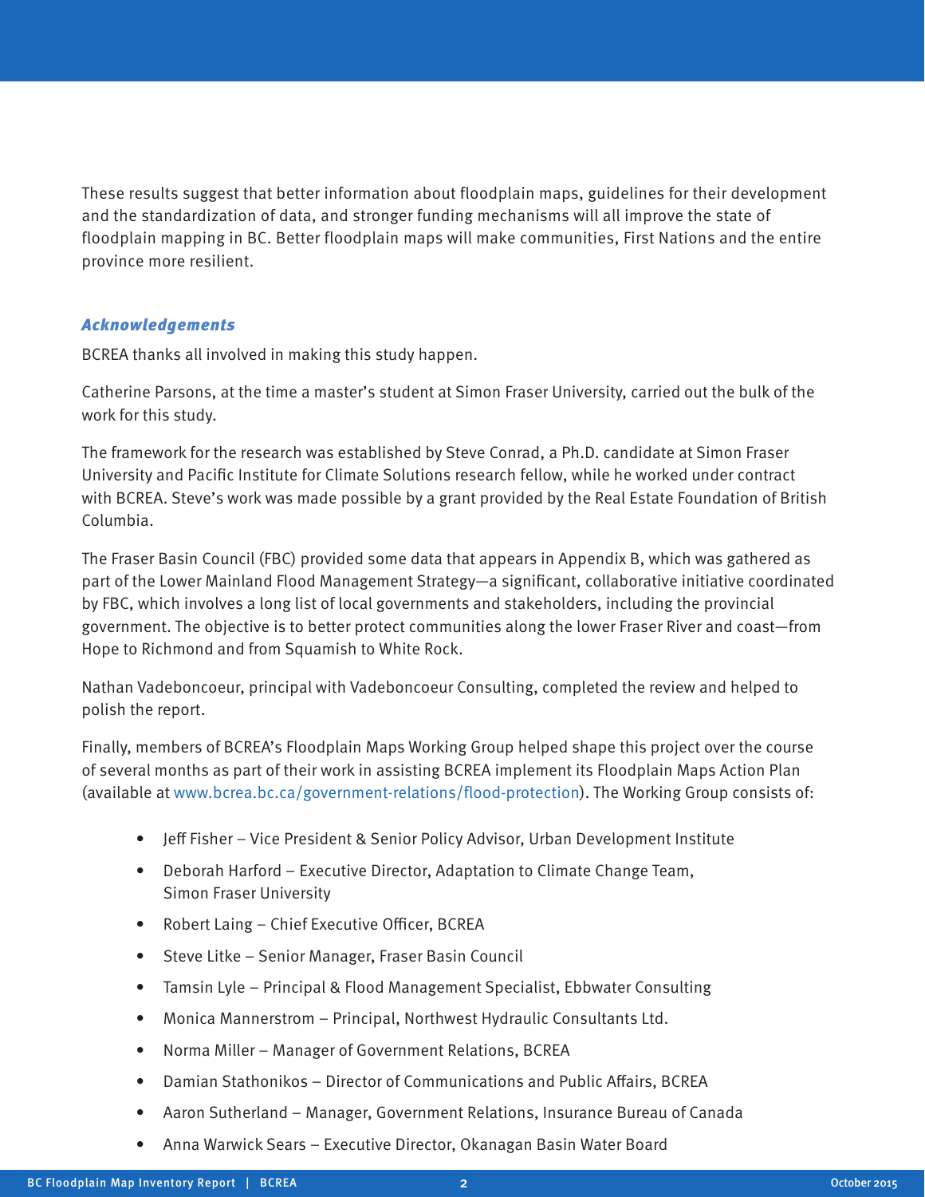These results suggest that better information about floodplain maps, guidelines for their development and the standardization of data, and stronger funding mechanisms will all improve the state of floodplain mapping in BC. Better floodplain maps will make communities, First Nations and the entire province more resilient.

### *Acknowledgements*

BCREA thanks all involved in making this study happen.

Catherine Parsons, at the time a master's student at Simon Fraser University, carried out the bulk of the work for this study.

The framework for the research was established by Steve Conrad, a Ph.D. candidate at Simon Fraser University and Pacific Institute for Climate Solutions research fellow, while he worked under contract with BCREA. Steve's work was made possible by a grant provided by the Real Estate Foundation of British Columbia.

The Fraser Basin Council (FBC) provided some data that appears in Appendix B, which was gathered as part of the Lower Mainland Flood Management Strategy—a significant, collaborative initiative coordinated by FBC, which involves a long list of local governments and stakeholders, including the provincial government. The objective is to better protect communities along the lower Fraser River and coast—from Hope to Richmond and from Squamish to White Rock.

Nathan Vadeboncoeur, principal with Vadeboncoeur Consulting, completed the review and helped to polish the report.

Finally, members of BCREA's Floodplain Maps Working Group helped shape this project over the course of several months as part of their work in assisting BCREA implement its Floodplain Maps Action Plan (available at www.bcrea.bc.ca/government-relations/flood-protection). The Working Group consists of:

- Jeff Fisher – Vice President & Senior Policy Advisor, Urban Development Institute
- Deborah Harford – Executive Director, Adaptation to Climate Change Team, Simon Fraser University
- Robert Laing – Chief Executive Officer, BCREA
- Steve Litke – Senior Manager, Fraser Basin Council
- Tamsin Lyle – Principal & Flood Management Specialist, Ebbwater Consulting
- Monica Mannerstrom – Principal, Northwest Hydraulic Consultants Ltd.
- Norma Miller – Manager of Government Relations, BCREA
- Damian Stathonikos – Director of Communications and Public Affairs, BCREA
- Aaron Sutherland – Manager, Government Relations, Insurance Bureau of Canada
- Anna Warwick Sears – Executive Director, Okanagan Basin Water Board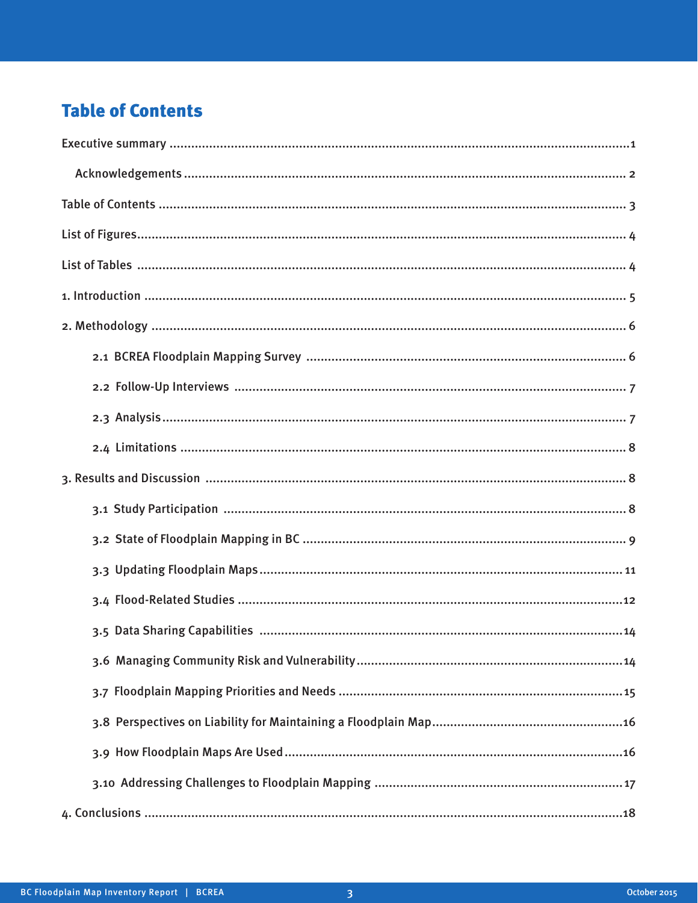# Table of Contents

Executive summary ....................................................................................................................1

Acknowledgements ................................................................................................................ 2

Table of Contents ...................................................................................................................... 3

List of Figures............................................................................................................................ 4

List of Tables ............................................................................................................................ 4

1. Introduction ......................................................................................................................... 5

2. Methodology ......................................................................................................................... 6

2.1 BCREA Floodplain Mapping Survey ............................................................................... 6

2.2 Follow-Up Interviews ....................................................................................................... 7

2.3 Analysis ............................................................................................................................ 7

2.4 Limitations ........................................................................................................................ 8

3. Results and Discussion ........................................................................................................ 8

3.1 Study Participation ........................................................................................................... 8

3.2 State of Floodplain Mapping in BC ................................................................................. 9

3.3 Updating Floodplain Maps ............................................................................................. 11

3.4 Flood-Related Studies .................................................................................................... 12

3.5 Data Sharing Capabilities .............................................................................................. 14

3.6 Managing Community Risk and Vulnerability .............................................................. 14

3.7 Floodplain Mapping Priorities and Needs ..................................................................... 15

3.8 Perspectives on Liability for Maintaining a Floodplain Map......................................... 16

3.9 How Floodplain Maps Are Used .................................................................................... 16

3.10 Addressing Challenges to Floodplain Mapping ........................................................... 17

4. Conclusions ......................................................................................................................... 18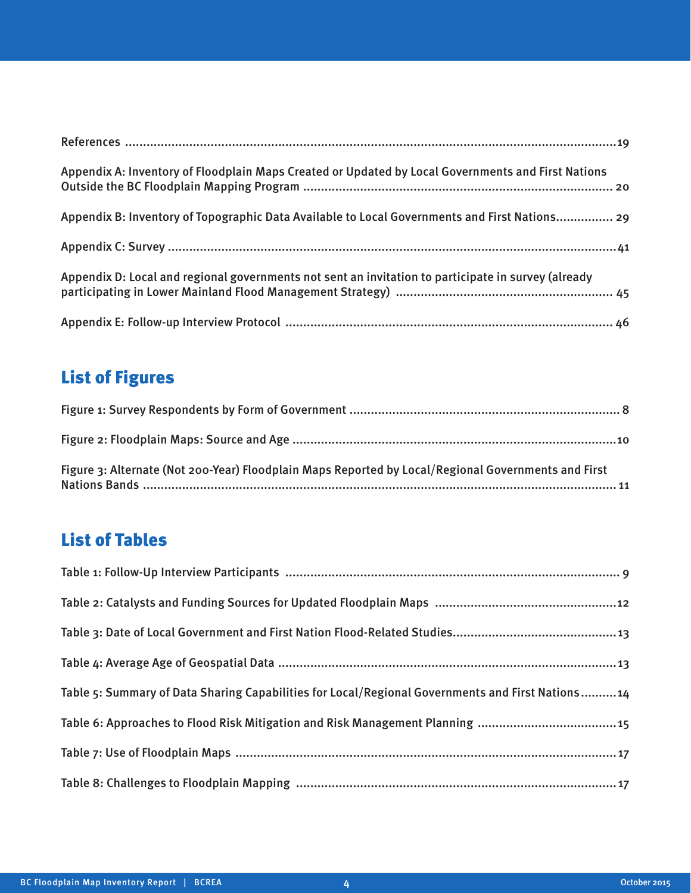References ..........................................................................................................................................19

Appendix A: Inventory of Floodplain Maps Created or Updated by Local Governments and First Nations Outside the BC Floodplain Mapping Program ........................................................................................ 20

Appendix B: Inventory of Topographic Data Available to Local Governments and First Nations................ 29

Appendix C: Survey ..............................................................................................................................41

Appendix D: Local and regional governments not sent an invitation to participate in survey (already participating in Lower Mainland Flood Management Strategy) ............................................................ 45

Appendix E: Follow-up Interview Protocol ............................................................................................ 46

## List of Figures

Figure 1: Survey Respondents by Form of Government ........................................................................... 8

Figure 2: Floodplain Maps: Source and Age ...........................................................................................10

Figure 3: Alternate (Not 200-Year) Floodplain Maps Reported by Local/Regional Governments and First Nations Bands .................................................................................................................................... 11

## List of Tables

Table 1: Follow-Up Interview Participants .............................................................................................. 9

Table 2: Catalysts and Funding Sources for Updated Floodplain Maps ...................................................12

Table 3: Date of Local Government and First Nation Flood-Related Studies..............................................13

Table 4: Average Age of Geospatial Data ...............................................................................................13

Table 5: Summary of Data Sharing Capabilities for Local/Regional Governments and First Nations..........14

Table 6: Approaches to Flood Risk Mitigation and Risk Management Planning .......................................15

Table 7: Use of Floodplain Maps ..........................................................................................................17

Table 8: Challenges to Floodplain Mapping .........................................................................................17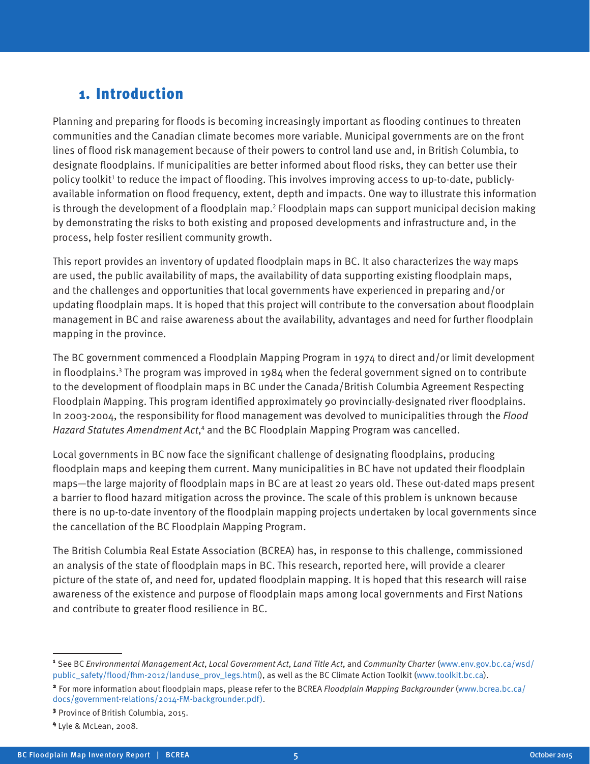# 1. Introduction

Planning and preparing for floods is becoming increasingly important as flooding continues to threaten communities and the Canadian climate becomes more variable. Municipal governments are on the front lines of flood risk management because of their powers to control land use and, in British Columbia, to designate floodplains. If municipalities are better informed about flood risks, they can better use their policy toolkit[1] to reduce the impact of flooding. This involves improving access to up-to-date, publicly-available information on flood frequency, extent, depth and impacts. One way to illustrate this information is through the development of a floodplain map.[2] Floodplain maps can support municipal decision making by demonstrating the risks to both existing and proposed developments and infrastructure and, in the process, help foster resilient community growth.

This report provides an inventory of updated floodplain maps in BC. It also characterizes the way maps are used, the public availability of maps, the availability of data supporting existing floodplain maps, and the challenges and opportunities that local governments have experienced in preparing and/or updating floodplain maps. It is hoped that this project will contribute to the conversation about floodplain management in BC and raise awareness about the availability, advantages and need for further floodplain mapping in the province.

The BC government commenced a Floodplain Mapping Program in 1974 to direct and/or limit development in floodplains.[3] The program was improved in 1984 when the federal government signed on to contribute to the development of floodplain maps in BC under the Canada/British Columbia Agreement Respecting Floodplain Mapping. This program identified approximately 90 provincially-designated river floodplains. In 2003-2004, the responsibility for flood management was devolved to municipalities through the *Flood Hazard Statutes Amendment Act*,[4] and the BC Floodplain Mapping Program was cancelled.

Local governments in BC now face the significant challenge of designating floodplains, producing floodplain maps and keeping them current. Many municipalities in BC have not updated their floodplain maps—the large majority of floodplain maps in BC are at least 20 years old. These out-dated maps present a barrier to flood hazard mitigation across the province. The scale of this problem is unknown because there is no up-to-date inventory of the floodplain mapping projects undertaken by local governments since the cancellation of the BC Floodplain Mapping Program.

The British Columbia Real Estate Association (BCREA) has, in response to this challenge, commissioned an analysis of the state of floodplain maps in BC. This research, reported here, will provide a clearer picture of the state of, and need for, updated floodplain mapping. It is hoped that this research will raise awareness of the existence and purpose of floodplain maps among local governments and First Nations and contribute to greater flood resilience in BC.

---

[1] See BC *Environmental Management Act*, *Local Government Act*, *Land Title Act*, and *Community Charter* (www.env.gov.bc.ca/wsd/public_safety/flood/fhm-2012/landuse_prov_legs.html), as well as the BC Climate Action Toolkit (www.toolkit.bc.ca).

[2] For more information about floodplain maps, please refer to the BCREA *Floodplain Mapping Backgrounder* (www.bcrea.bc.ca/docs/government-relations/2014-FM-backgrounder.pdf).

[3] Province of British Columbia, 2015.

[4] Lyle & McLean, 2008.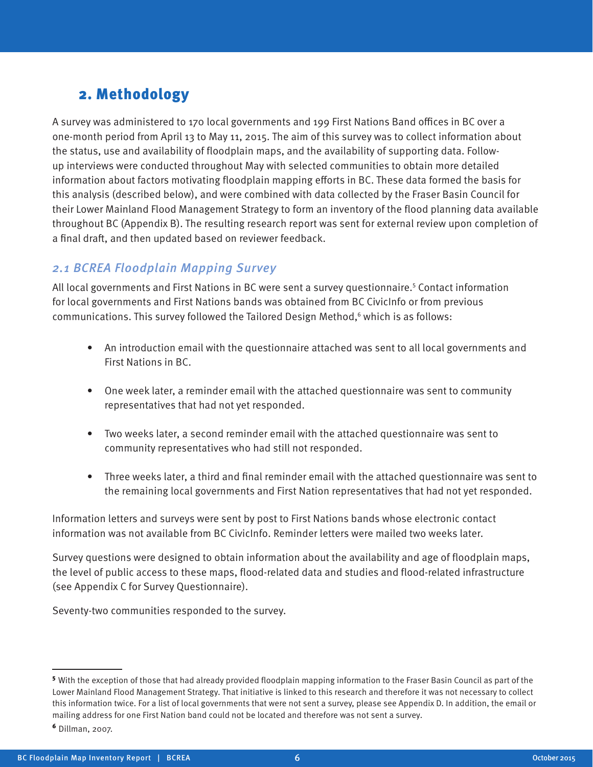## 2. Methodology

A survey was administered to 170 local governments and 199 First Nations Band offices in BC over a one-month period from April 13 to May 11, 2015. The aim of this survey was to collect information about the status, use and availability of floodplain maps, and the availability of supporting data. Follow-up interviews were conducted throughout May with selected communities to obtain more detailed information about factors motivating floodplain mapping efforts in BC. These data formed the basis for this analysis (described below), and were combined with data collected by the Fraser Basin Council for their Lower Mainland Flood Management Strategy to form an inventory of the flood planning data available throughout BC (Appendix B). The resulting research report was sent for external review upon completion of a final draft, and then updated based on reviewer feedback.

### *2.1 BCREA Floodplain Mapping Survey*

All local governments and First Nations in BC were sent a survey questionnaire.[5] Contact information for local governments and First Nations bands was obtained from BC CivicInfo or from previous communications. This survey followed the Tailored Design Method,[6] which is as follows:

- An introduction email with the questionnaire attached was sent to all local governments and First Nations in BC.
- One week later, a reminder email with the attached questionnaire was sent to community representatives that had not yet responded.
- Two weeks later, a second reminder email with the attached questionnaire was sent to community representatives who had still not responded.
- Three weeks later, a third and final reminder email with the attached questionnaire was sent to the remaining local governments and First Nation representatives that had not yet responded.

Information letters and surveys were sent by post to First Nations bands whose electronic contact information was not available from BC CivicInfo. Reminder letters were mailed two weeks later.

Survey questions were designed to obtain information about the availability and age of floodplain maps, the level of public access to these maps, flood-related data and studies and flood-related infrastructure (see Appendix C for Survey Questionnaire).

Seventy-two communities responded to the survey.

---

[5] With the exception of those that had already provided floodplain mapping information to the Fraser Basin Council as part of the Lower Mainland Flood Management Strategy. That initiative is linked to this research and therefore it was not necessary to collect this information twice. For a list of local governments that were not sent a survey, please see Appendix D. In addition, the email or mailing address for one First Nation band could not be located and therefore was not sent a survey.

[6] Dillman, 2007.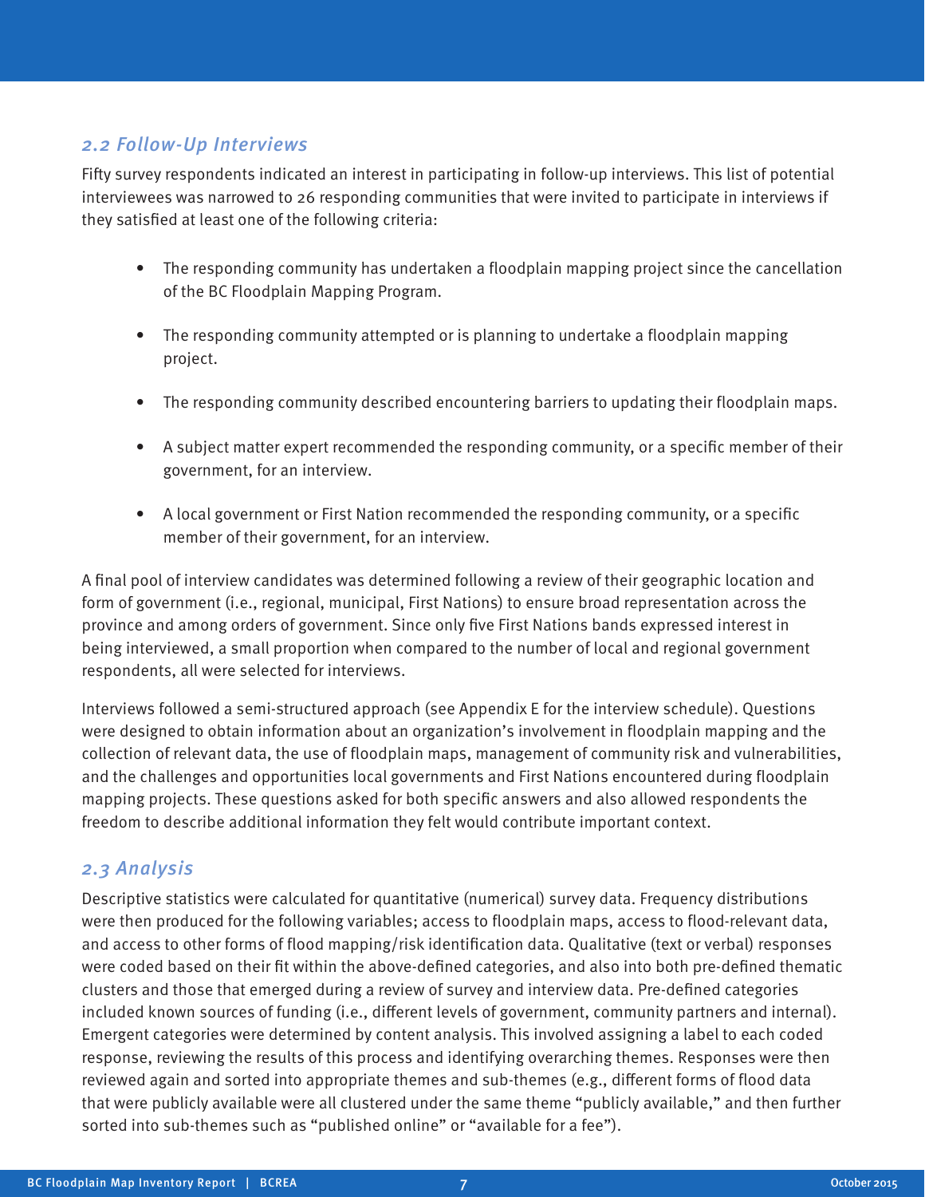## *2.2 Follow-Up Interviews*

Fifty survey respondents indicated an interest in participating in follow-up interviews. This list of potential interviewees was narrowed to 26 responding communities that were invited to participate in interviews if they satisfied at least one of the following criteria:

- The responding community has undertaken a floodplain mapping project since the cancellation of the BC Floodplain Mapping Program.
- The responding community attempted or is planning to undertake a floodplain mapping project.
- The responding community described encountering barriers to updating their floodplain maps.
- A subject matter expert recommended the responding community, or a specific member of their government, for an interview.
- A local government or First Nation recommended the responding community, or a specific member of their government, for an interview.

A final pool of interview candidates was determined following a review of their geographic location and form of government (i.e., regional, municipal, First Nations) to ensure broad representation across the province and among orders of government. Since only five First Nations bands expressed interest in being interviewed, a small proportion when compared to the number of local and regional government respondents, all were selected for interviews.

Interviews followed a semi-structured approach (see Appendix E for the interview schedule). Questions were designed to obtain information about an organization's involvement in floodplain mapping and the collection of relevant data, the use of floodplain maps, management of community risk and vulnerabilities, and the challenges and opportunities local governments and First Nations encountered during floodplain mapping projects. These questions asked for both specific answers and also allowed respondents the freedom to describe additional information they felt would contribute important context.

## *2.3 Analysis*

Descriptive statistics were calculated for quantitative (numerical) survey data. Frequency distributions were then produced for the following variables; access to floodplain maps, access to flood-relevant data, and access to other forms of flood mapping/risk identification data. Qualitative (text or verbal) responses were coded based on their fit within the above-defined categories, and also into both pre-defined thematic clusters and those that emerged during a review of survey and interview data. Pre-defined categories included known sources of funding (i.e., different levels of government, community partners and internal). Emergent categories were determined by content analysis. This involved assigning a label to each coded response, reviewing the results of this process and identifying overarching themes. Responses were then reviewed again and sorted into appropriate themes and sub-themes (e.g., different forms of flood data that were publicly available were all clustered under the same theme "publicly available," and then further sorted into sub-themes such as "published online" or "available for a fee").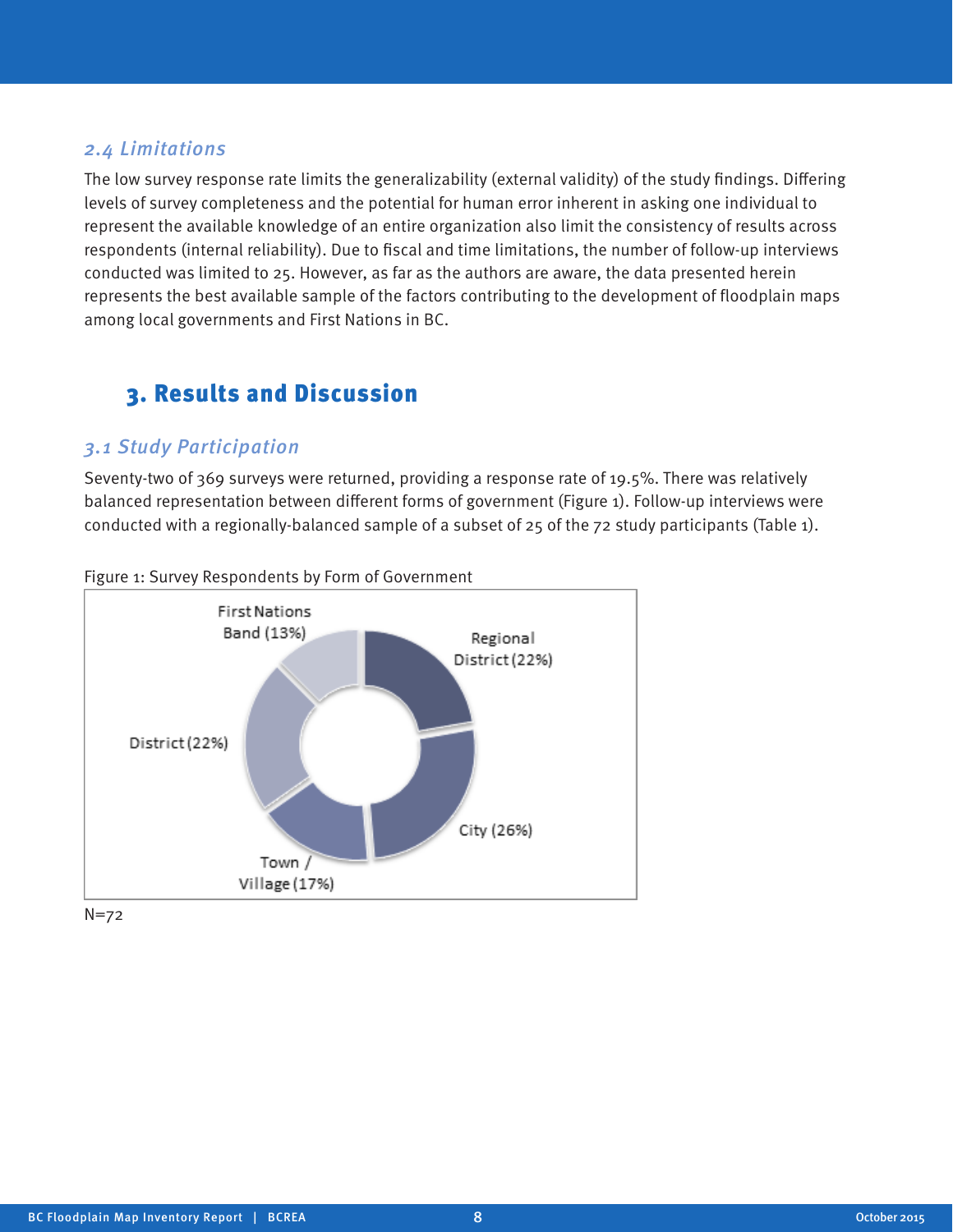### *2.4 Limitations*

The low survey response rate limits the generalizability (external validity) of the study findings. Differing levels of survey completeness and the potential for human error inherent in asking one individual to represent the available knowledge of an entire organization also limit the consistency of results across respondents (internal reliability). Due to fiscal and time limitations, the number of follow-up interviews conducted was limited to 25. However, as far as the authors are aware, the data presented herein represents the best available sample of the factors contributing to the development of floodplain maps among local governments and First Nations in BC.

## 3. Results and Discussion

### *3.1 Study Participation*

Seventy-two of 369 surveys were returned, providing a response rate of 19.5%. There was relatively balanced representation between different forms of government (Figure 1). Follow-up interviews were conducted with a regionally-balanced sample of a subset of 25 of the 72 study participants (Table 1).

Figure 1: Survey Respondents by Form of Government

First Nations Band (13%)
Regional District (22%)
District (22%)
City (26%)
Town / Village (17%)

N=72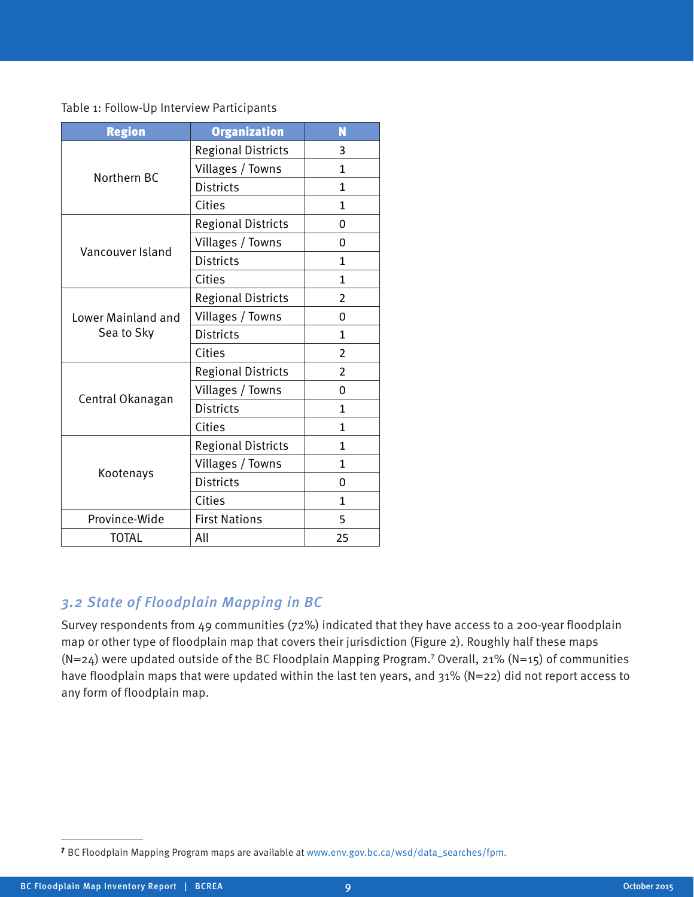Table 1: Follow-Up Interview Participants

| Region | Organization | N |
|---|---|---|
| Northern BC | Regional Districts | 3 |
| | Villages / Towns | 1 |
| | Districts | 1 |
| | Cities | 1 |
| Vancouver Island | Regional Districts | 0 |
| | Villages / Towns | 0 |
| | Districts | 1 |
| | Cities | 1 |
| Lower Mainland and Sea to Sky | Regional Districts | 2 |
| | Villages / Towns | 0 |
| | Districts | 1 |
| | Cities | 2 |
| Central Okanagan | Regional Districts | 2 |
| | Villages / Towns | 0 |
| | Districts | 1 |
| | Cities | 1 |
| Kootenays | Regional Districts | 1 |
| | Villages / Towns | 1 |
| | Districts | 0 |
| | Cities | 1 |
| Province-Wide | First Nations | 5 |
| TOTAL | All | 25 |

### *3.2 State of Floodplain Mapping in BC*

Survey respondents from 49 communities (72%) indicated that they have access to a 200-year floodplain map or other type of floodplain map that covers their jurisdiction (Figure 2). Roughly half these maps (N=24) were updated outside of the BC Floodplain Mapping Program.[7] Overall, 21% (N=15) of communities have floodplain maps that were updated within the last ten years, and 31% (N=22) did not report access to any form of floodplain map.

[7] BC Floodplain Mapping Program maps are available at www.env.gov.bc.ca/wsd/data_searches/fpm.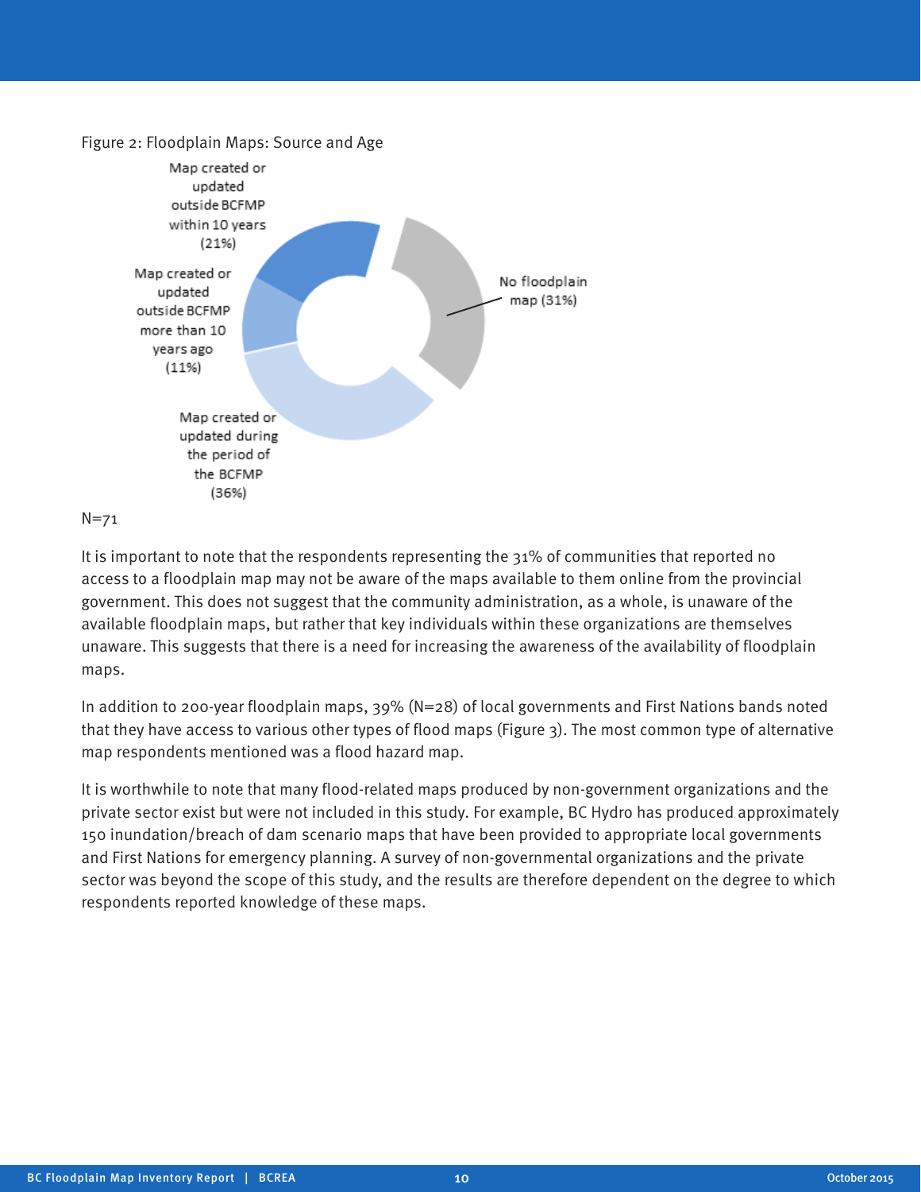Figure 2: Floodplain Maps: Source and Age

Map created or updated outside BCFMP within 10 years (21%)

Map created or updated outside BCFMP more than 10 years ago (11%)

Map created or updated during the period of the BCFMP (36%)

No floodplain map (31%)

N=71

It is important to note that the respondents representing the 31% of communities that reported no access to a floodplain map may not be aware of the maps available to them online from the provincial government. This does not suggest that the community administration, as a whole, is unaware of the available floodplain maps, but rather that key individuals within these organizations are themselves unaware. This suggests that there is a need for increasing the awareness of the availability of floodplain maps.

In addition to 200-year floodplain maps, 39% (N=28) of local governments and First Nations bands noted that they have access to various other types of flood maps (Figure 3). The most common type of alternative map respondents mentioned was a flood hazard map.

It is worthwhile to note that many flood-related maps produced by non-government organizations and the private sector exist but were not included in this study. For example, BC Hydro has produced approximately 150 inundation/breach of dam scenario maps that have been provided to appropriate local governments and First Nations for emergency planning. A survey of non-governmental organizations and the private sector was beyond the scope of this study, and the results are therefore dependent on the degree to which respondents reported knowledge of these maps.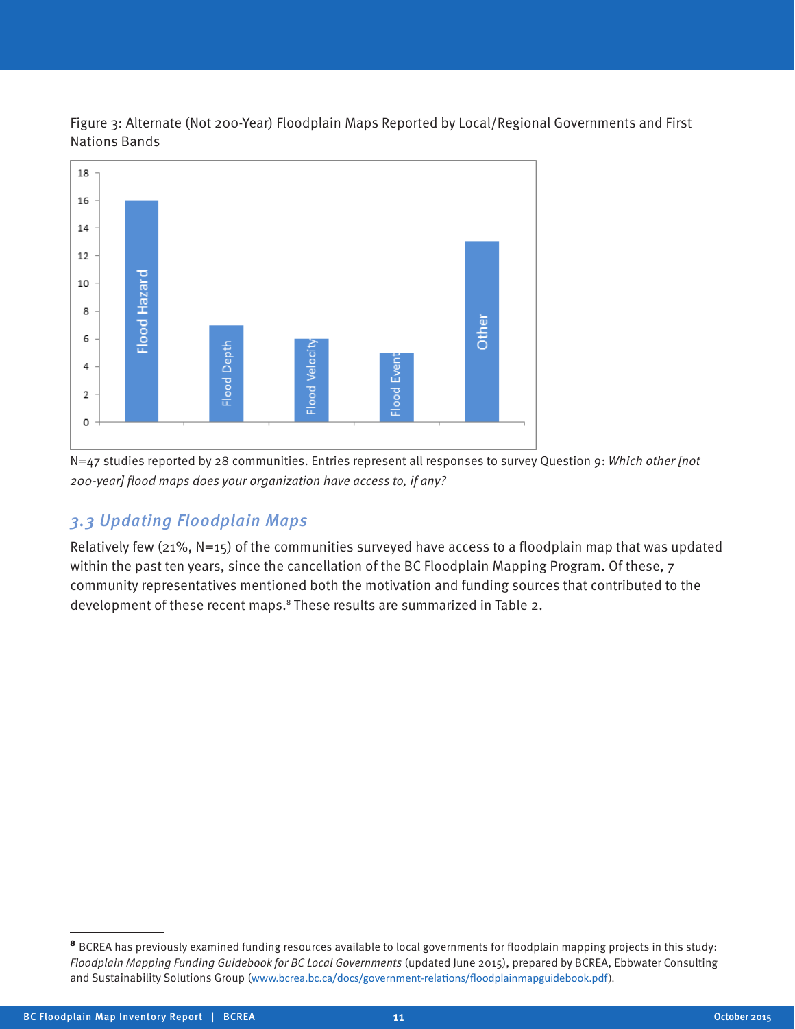Figure 3: Alternate (Not 200-Year) Floodplain Maps Reported by Local/Regional Governments and First Nations Bands

N=47 studies reported by 28 communities. Entries represent all responses to survey Question 9: *Which other [not 200-year] flood maps does your organization have access to, if any?*

## *3.3 Updating Floodplain Maps*

Relatively few (21%, N=15) of the communities surveyed have access to a floodplain map that was updated within the past ten years, since the cancellation of the BC Floodplain Mapping Program. Of these, 7 community representatives mentioned both the motivation and funding sources that contributed to the development of these recent maps.[8] These results are summarized in Table 2.

---

[8] BCREA has previously examined funding resources available to local governments for floodplain mapping projects in this study: *Floodplain Mapping Funding Guidebook for BC Local Governments* (updated June 2015), prepared by BCREA, Ebbwater Consulting and Sustainability Solutions Group (www.bcrea.bc.ca/docs/government-relations/floodplainmapguidebook.pdf).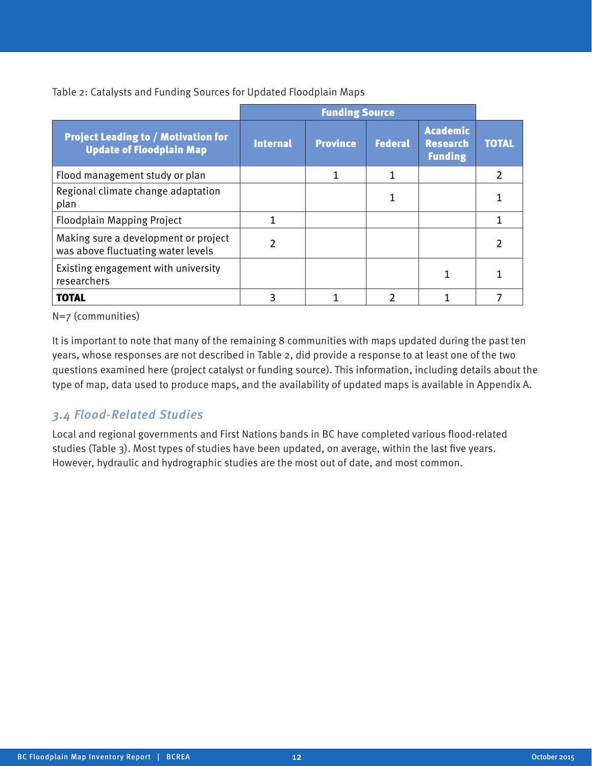Table 2: Catalysts and Funding Sources for Updated Floodplain Maps

| | Funding Source | | | | |
|---|---|---|---|---|---|
| **Project Leading to / Motivation for Update of Floodplain Map** | **Internal** | **Province** | **Federal** | **Academic Research Funding** | **TOTAL** |
| Flood management study or plan | | 1 | 1 | | 2 |
| Regional climate change adaptation plan | | | 1 | | 1 |
| Floodplain Mapping Project | 1 | | | | 1 |
| Making sure a development or project was above fluctuating water levels | 2 | | | | 2 |
| Existing engagement with university researchers | | | | 1 | 1 |
| **TOTAL** | 3 | 1 | 2 | 1 | 7 |

N=7 (communities)

It is important to note that many of the remaining 8 communities with maps updated during the past ten years, whose responses are not described in Table 2, did provide a response to at least one of the two questions examined here (project catalyst or funding source). This information, including details about the type of map, data used to produce maps, and the availability of updated maps is available in Appendix A.

### *3.4 Flood-Related Studies*

Local and regional governments and First Nations bands in BC have completed various flood-related studies (Table 3). Most types of studies have been updated, on average, within the last five years. However, hydraulic and hydrographic studies are the most out of date, and most common.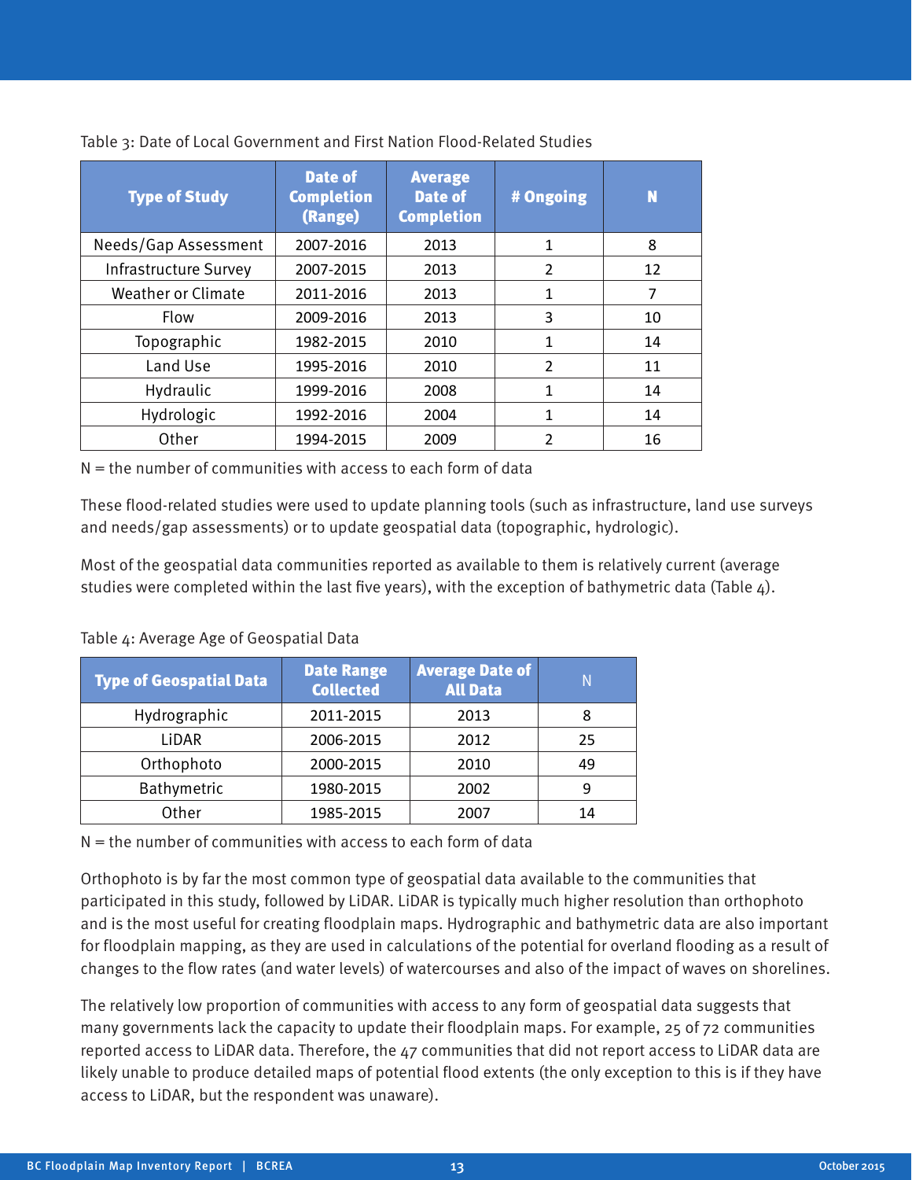Table 3: Date of Local Government and First Nation Flood-Related Studies

| Type of Study | Date of Completion (Range) | Average Date of Completion | # Ongoing | N |
|---|---|---|---|---|
| Needs/Gap Assessment | 2007-2016 | 2013 | 1 | 8 |
| Infrastructure Survey | 2007-2015 | 2013 | 2 | 12 |
| Weather or Climate | 2011-2016 | 2013 | 1 | 7 |
| Flow | 2009-2016 | 2013 | 3 | 10 |
| Topographic | 1982-2015 | 2010 | 1 | 14 |
| Land Use | 1995-2016 | 2010 | 2 | 11 |
| Hydraulic | 1999-2016 | 2008 | 1 | 14 |
| Hydrologic | 1992-2016 | 2004 | 1 | 14 |
| Other | 1994-2015 | 2009 | 2 | 16 |

N = the number of communities with access to each form of data

These flood-related studies were used to update planning tools (such as infrastructure, land use surveys and needs/gap assessments) or to update geospatial data (topographic, hydrologic).

Most of the geospatial data communities reported as available to them is relatively current (average studies were completed within the last five years), with the exception of bathymetric data (Table 4).

Table 4: Average Age of Geospatial Data

| Type of Geospatial Data | Date Range Collected | Average Date of All Data | N |
|---|---|---|---|
| Hydrographic | 2011-2015 | 2013 | 8 |
| LiDAR | 2006-2015 | 2012 | 25 |
| Orthophoto | 2000-2015 | 2010 | 49 |
| Bathymetric | 1980-2015 | 2002 | 9 |
| Other | 1985-2015 | 2007 | 14 |

N = the number of communities with access to each form of data

Orthophoto is by far the most common type of geospatial data available to the communities that participated in this study, followed by LiDAR. LiDAR is typically much higher resolution than orthophoto and is the most useful for creating floodplain maps. Hydrographic and bathymetric data are also important for floodplain mapping, as they are used in calculations of the potential for overland flooding as a result of changes to the flow rates (and water levels) of watercourses and also of the impact of waves on shorelines.

The relatively low proportion of communities with access to any form of geospatial data suggests that many governments lack the capacity to update their floodplain maps. For example, 25 of 72 communities reported access to LiDAR data. Therefore, the 47 communities that did not report access to LiDAR data are likely unable to produce detailed maps of potential flood extents (the only exception to this is if they have access to LiDAR, but the respondent was unaware).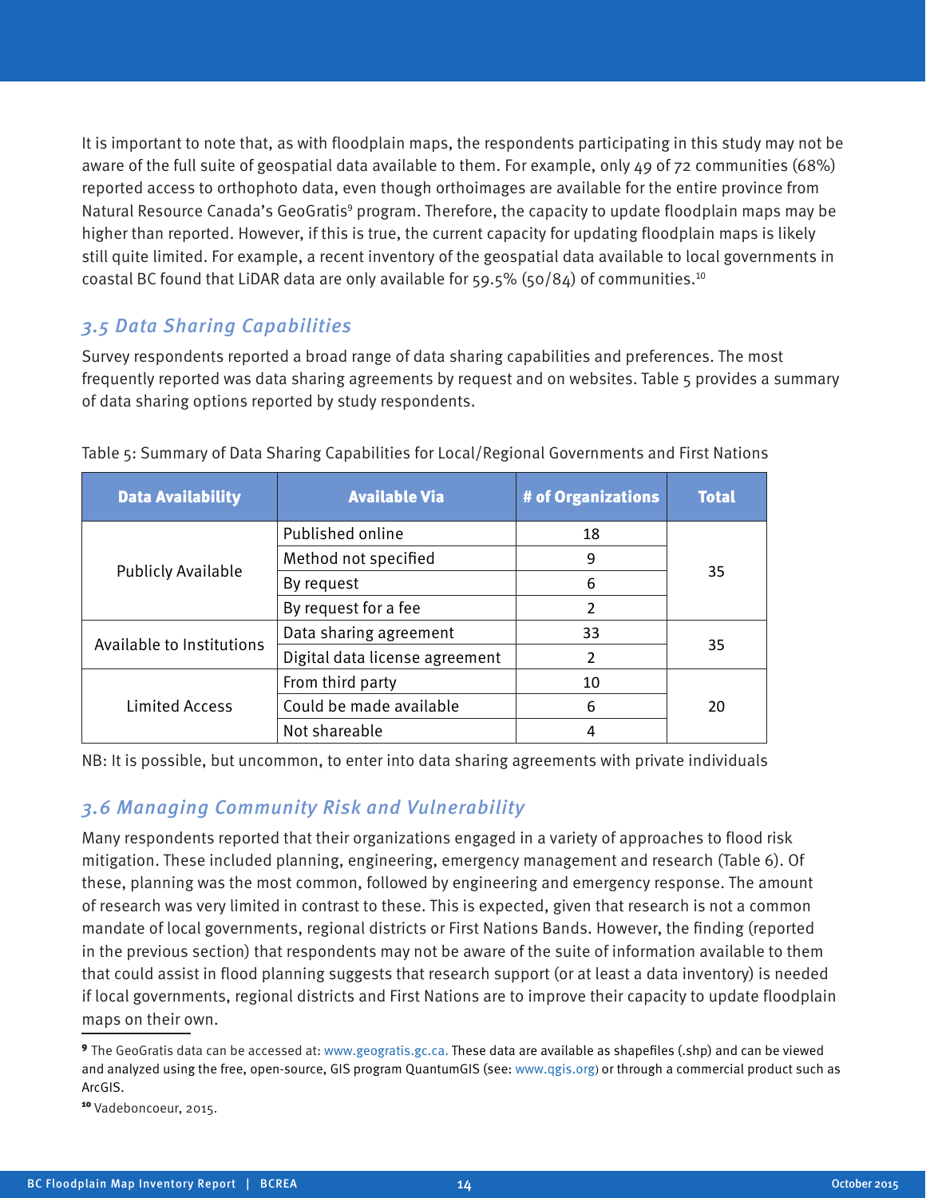It is important to note that, as with floodplain maps, the respondents participating in this study may not be aware of the full suite of geospatial data available to them. For example, only 49 of 72 communities (68%) reported access to orthophoto data, even though orthoimages are available for the entire province from Natural Resource Canada's GeoGratis[9] program. Therefore, the capacity to update floodplain maps may be higher than reported. However, if this is true, the current capacity for updating floodplain maps is likely still quite limited. For example, a recent inventory of the geospatial data available to local governments in coastal BC found that LiDAR data are only available for 59.5% (50/84) of communities.[10]

## *3.5 Data Sharing Capabilities*

Survey respondents reported a broad range of data sharing capabilities and preferences. The most frequently reported was data sharing agreements by request and on websites. Table 5 provides a summary of data sharing options reported by study respondents.

Table 5: Summary of Data Sharing Capabilities for Local/Regional Governments and First Nations

| Data Availability | Available Via | # of Organizations | Total |
|---|---|---|---|
| Publicly Available | Published online | 18 | 35 |
| | Method not specified | 9 | |
| | By request | 6 | |
| | By request for a fee | 2 | |
| Available to Institutions | Data sharing agreement | 33 | 35 |
| | Digital data license agreement | 2 | |
| Limited Access | From third party | 10 | 20 |
| | Could be made available | 6 | |
| | Not shareable | 4 | |

NB: It is possible, but uncommon, to enter into data sharing agreements with private individuals

## *3.6 Managing Community Risk and Vulnerability*

Many respondents reported that their organizations engaged in a variety of approaches to flood risk mitigation. These included planning, engineering, emergency management and research (Table 6). Of these, planning was the most common, followed by engineering and emergency response. The amount of research was very limited in contrast to these. This is expected, given that research is not a common mandate of local governments, regional districts or First Nations Bands. However, the finding (reported in the previous section) that respondents may not be aware of the suite of information available to them that could assist in flood planning suggests that research support (or at least a data inventory) is needed if local governments, regional districts and First Nations are to improve their capacity to update floodplain maps on their own.

---

[9] The GeoGratis data can be accessed at: www.geogratis.gc.ca. These data are available as shapefiles (.shp) and can be viewed and analyzed using the free, open-source, GIS program QuantumGIS (see: www.qgis.org) or through a commercial product such as ArcGIS.

[10] Vadeboncoeur, 2015.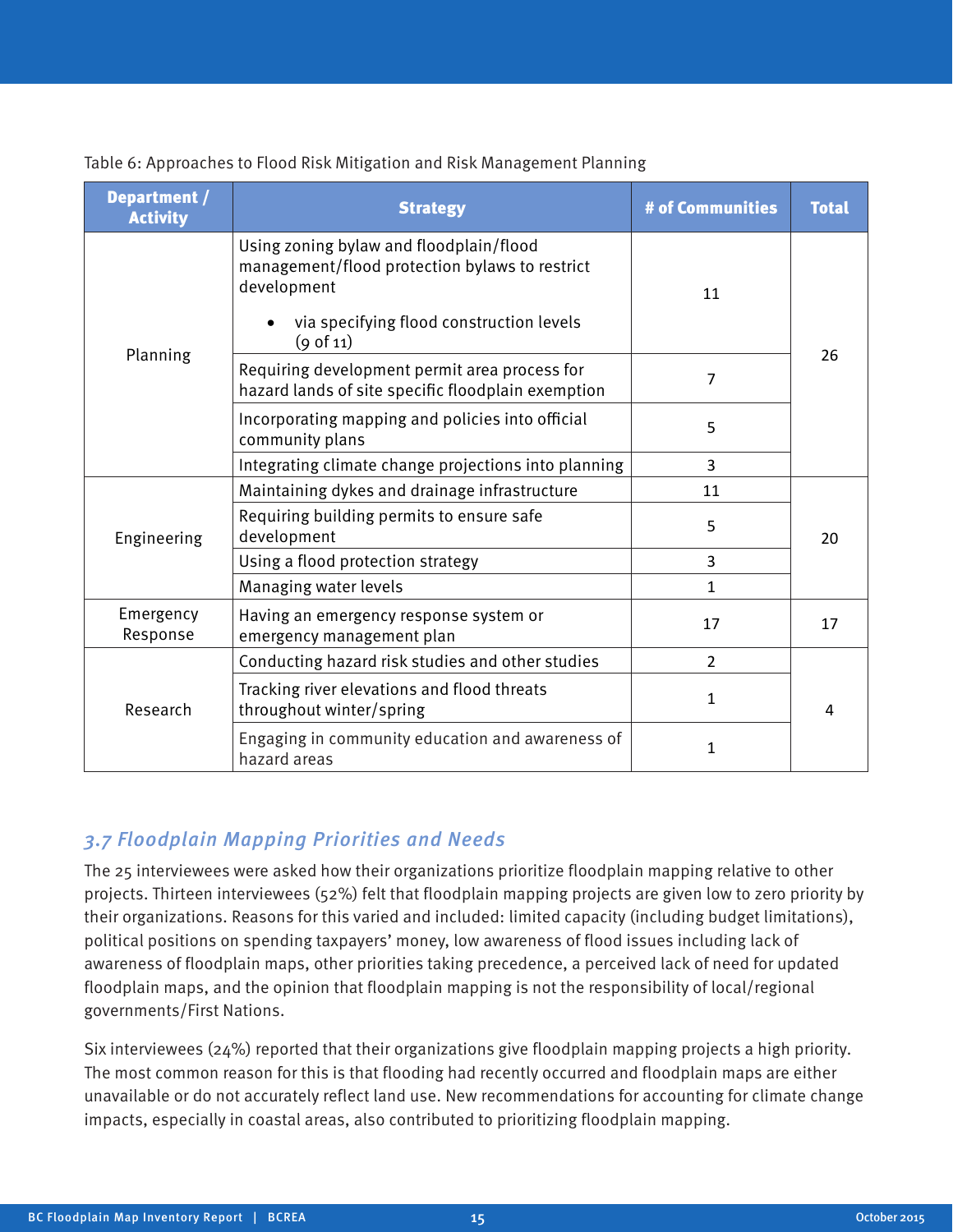Table 6: Approaches to Flood Risk Mitigation and Risk Management Planning

| Department / Activity | Strategy | # of Communities | Total |
|---|---|---|---|
| Planning | Using zoning bylaw and floodplain/flood management/flood protection bylaws to restrict development<br>• via specifying flood construction levels (9 of 11) | 11 | 26 |
| | Requiring development permit area process for hazard lands of site specific floodplain exemption | 7 | |
| | Incorporating mapping and policies into official community plans | 5 | |
| | Integrating climate change projections into planning | 3 | |
| Engineering | Maintaining dykes and drainage infrastructure | 11 | 20 |
| | Requiring building permits to ensure safe development | 5 | |
| | Using a flood protection strategy | 3 | |
| | Managing water levels | 1 | |
| Emergency Response | Having an emergency response system or emergency management plan | 17 | 17 |
| Research | Conducting hazard risk studies and other studies | 2 | 4 |
| | Tracking river elevations and flood threats throughout winter/spring | 1 | |
| | Engaging in community education and awareness of hazard areas | 1 | |

### *3.7 Floodplain Mapping Priorities and Needs*

The 25 interviewees were asked how their organizations prioritize floodplain mapping relative to other projects. Thirteen interviewees (52%) felt that floodplain mapping projects are given low to zero priority by their organizations. Reasons for this varied and included: limited capacity (including budget limitations), political positions on spending taxpayers' money, low awareness of flood issues including lack of awareness of floodplain maps, other priorities taking precedence, a perceived lack of need for updated floodplain maps, and the opinion that floodplain mapping is not the responsibility of local/regional governments/First Nations.

Six interviewees (24%) reported that their organizations give floodplain mapping projects a high priority. The most common reason for this is that flooding had recently occurred and floodplain maps are either unavailable or do not accurately reflect land use. New recommendations for accounting for climate change impacts, especially in coastal areas, also contributed to prioritizing floodplain mapping.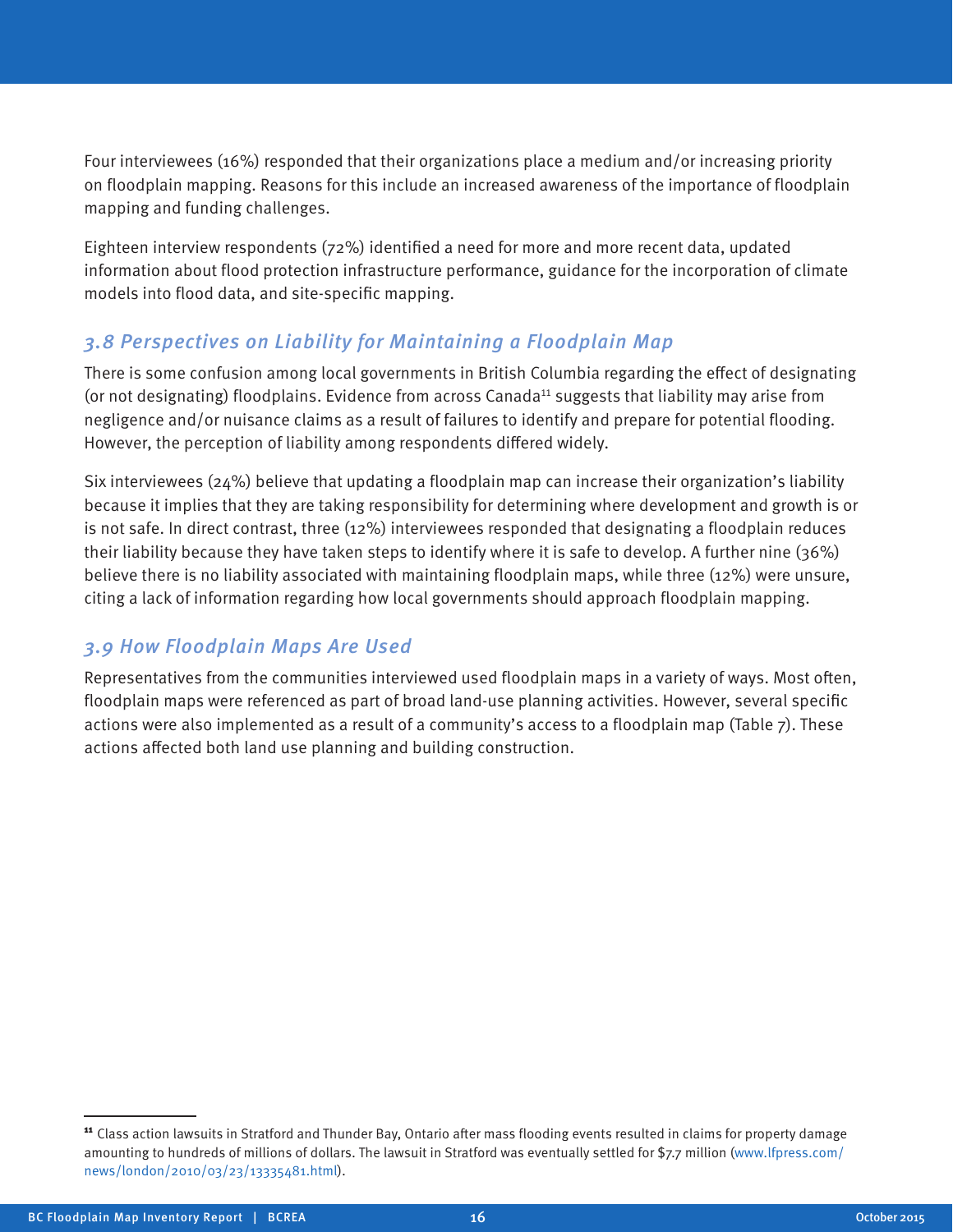Four interviewees (16%) responded that their organizations place a medium and/or increasing priority on floodplain mapping. Reasons for this include an increased awareness of the importance of floodplain mapping and funding challenges.

Eighteen interview respondents (72%) identified a need for more and more recent data, updated information about flood protection infrastructure performance, guidance for the incorporation of climate models into flood data, and site-specific mapping.

### *3.8 Perspectives on Liability for Maintaining a Floodplain Map*

There is some confusion among local governments in British Columbia regarding the effect of designating (or not designating) floodplains. Evidence from across Canada[11] suggests that liability may arise from negligence and/or nuisance claims as a result of failures to identify and prepare for potential flooding. However, the perception of liability among respondents differed widely.

Six interviewees (24%) believe that updating a floodplain map can increase their organization's liability because it implies that they are taking responsibility for determining where development and growth is or is not safe. In direct contrast, three (12%) interviewees responded that designating a floodplain reduces their liability because they have taken steps to identify where it is safe to develop. A further nine (36%) believe there is no liability associated with maintaining floodplain maps, while three (12%) were unsure, citing a lack of information regarding how local governments should approach floodplain mapping.

### *3.9 How Floodplain Maps Are Used*

Representatives from the communities interviewed used floodplain maps in a variety of ways. Most often, floodplain maps were referenced as part of broad land-use planning activities. However, several specific actions were also implemented as a result of a community's access to a floodplain map (Table 7). These actions affected both land use planning and building construction.

---

[11] Class action lawsuits in Stratford and Thunder Bay, Ontario after mass flooding events resulted in claims for property damage amounting to hundreds of millions of dollars. The lawsuit in Stratford was eventually settled for $7.7 million (www.lfpress.com/news/london/2010/03/23/13335481.html).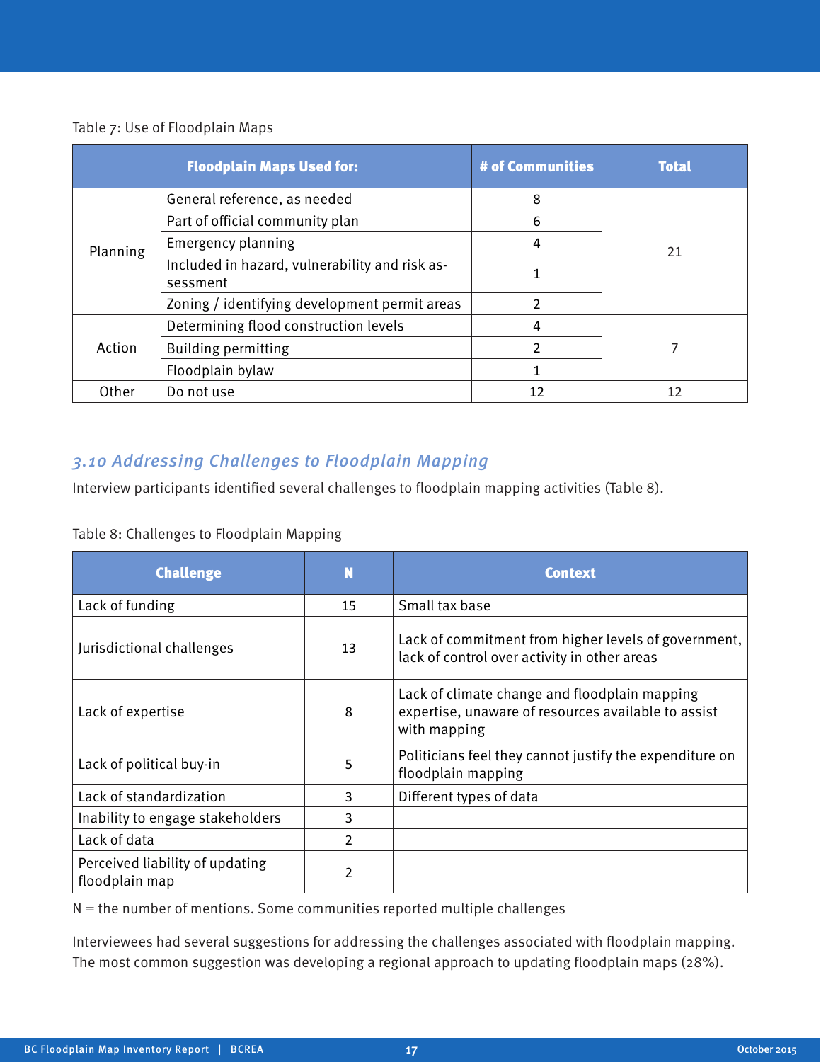Table 7: Use of Floodplain Maps

| Floodplain Maps Used for: | | # of Communities | Total |
|---|---|---|---|
| Planning | General reference, as needed | 8 | 21 |
| | Part of official community plan | 6 | |
| | Emergency planning | 4 | |
| | Included in hazard, vulnerability and risk assessment | 1 | |
| | Zoning / identifying development permit areas | 2 | |
| Action | Determining flood construction levels | 4 | 7 |
| | Building permitting | 2 | |
| | Floodplain bylaw | 1 | |
| Other | Do not use | 12 | 12 |

## *3.10 Addressing Challenges to Floodplain Mapping*

Interview participants identified several challenges to floodplain mapping activities (Table 8).

Table 8: Challenges to Floodplain Mapping

| Challenge | N | Context |
|---|---|---|
| Lack of funding | 15 | Small tax base |
| Jurisdictional challenges | 13 | Lack of commitment from higher levels of government, lack of control over activity in other areas |
| Lack of expertise | 8 | Lack of climate change and floodplain mapping expertise, unaware of resources available to assist with mapping |
| Lack of political buy-in | 5 | Politicians feel they cannot justify the expenditure on floodplain mapping |
| Lack of standardization | 3 | Different types of data |
| Inability to engage stakeholders | 3 | |
| Lack of data | 2 | |
| Perceived liability of updating floodplain map | 2 | |

N = the number of mentions. Some communities reported multiple challenges

Interviewees had several suggestions for addressing the challenges associated with floodplain mapping. The most common suggestion was developing a regional approach to updating floodplain maps (28%).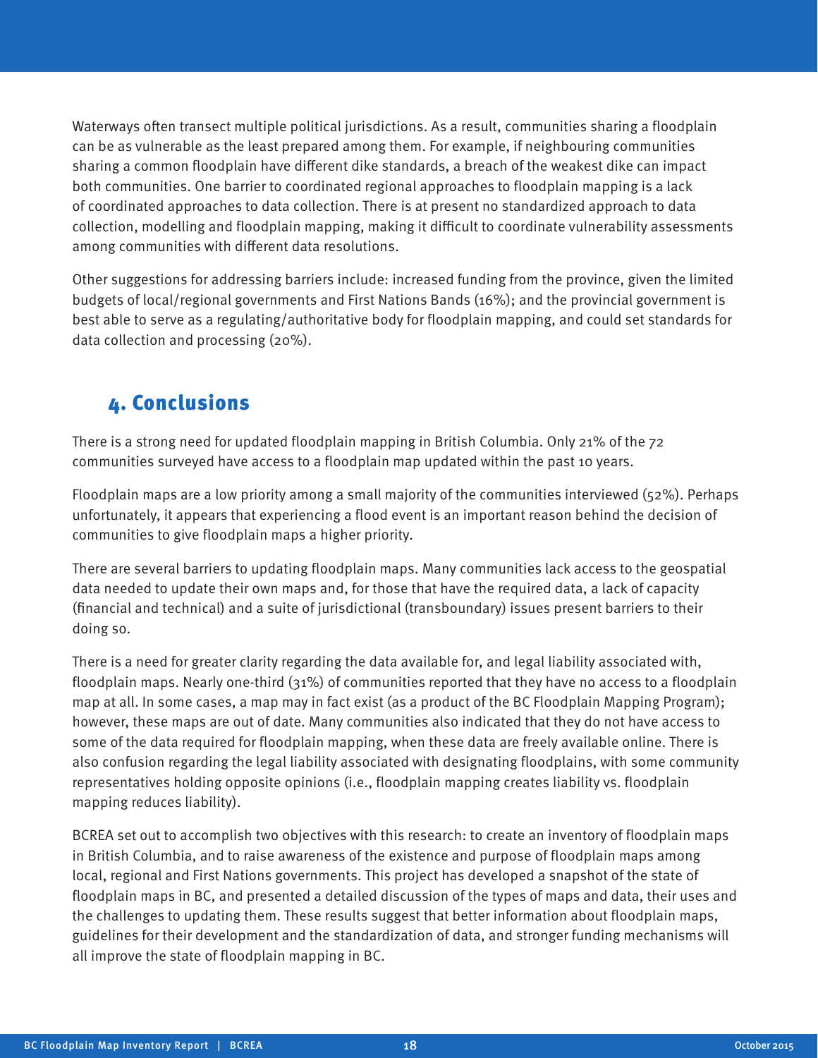Waterways often transect multiple political jurisdictions. As a result, communities sharing a floodplain can be as vulnerable as the least prepared among them. For example, if neighbouring communities sharing a common floodplain have different dike standards, a breach of the weakest dike can impact both communities. One barrier to coordinated regional approaches to floodplain mapping is a lack of coordinated approaches to data collection. There is at present no standardized approach to data collection, modelling and floodplain mapping, making it difficult to coordinate vulnerability assessments among communities with different data resolutions.

Other suggestions for addressing barriers include: increased funding from the province, given the limited budgets of local/regional governments and First Nations Bands (16%); and the provincial government is best able to serve as a regulating/authoritative body for floodplain mapping, and could set standards for data collection and processing (20%).

## 4. Conclusions

There is a strong need for updated floodplain mapping in British Columbia. Only 21% of the 72 communities surveyed have access to a floodplain map updated within the past 10 years.

Floodplain maps are a low priority among a small majority of the communities interviewed (52%). Perhaps unfortunately, it appears that experiencing a flood event is an important reason behind the decision of communities to give floodplain maps a higher priority.

There are several barriers to updating floodplain maps. Many communities lack access to the geospatial data needed to update their own maps and, for those that have the required data, a lack of capacity (financial and technical) and a suite of jurisdictional (transboundary) issues present barriers to their doing so.

There is a need for greater clarity regarding the data available for, and legal liability associated with, floodplain maps. Nearly one-third (31%) of communities reported that they have no access to a floodplain map at all. In some cases, a map may in fact exist (as a product of the BC Floodplain Mapping Program); however, these maps are out of date. Many communities also indicated that they do not have access to some of the data required for floodplain mapping, when these data are freely available online. There is also confusion regarding the legal liability associated with designating floodplains, with some community representatives holding opposite opinions (i.e., floodplain mapping creates liability vs. floodplain mapping reduces liability).

BCREA set out to accomplish two objectives with this research: to create an inventory of floodplain maps in British Columbia, and to raise awareness of the existence and purpose of floodplain maps among local, regional and First Nations governments. This project has developed a snapshot of the state of floodplain maps in BC, and presented a detailed discussion of the types of maps and data, their uses and the challenges to updating them. These results suggest that better information about floodplain maps, guidelines for their development and the standardization of data, and stronger funding mechanisms will all improve the state of floodplain mapping in BC.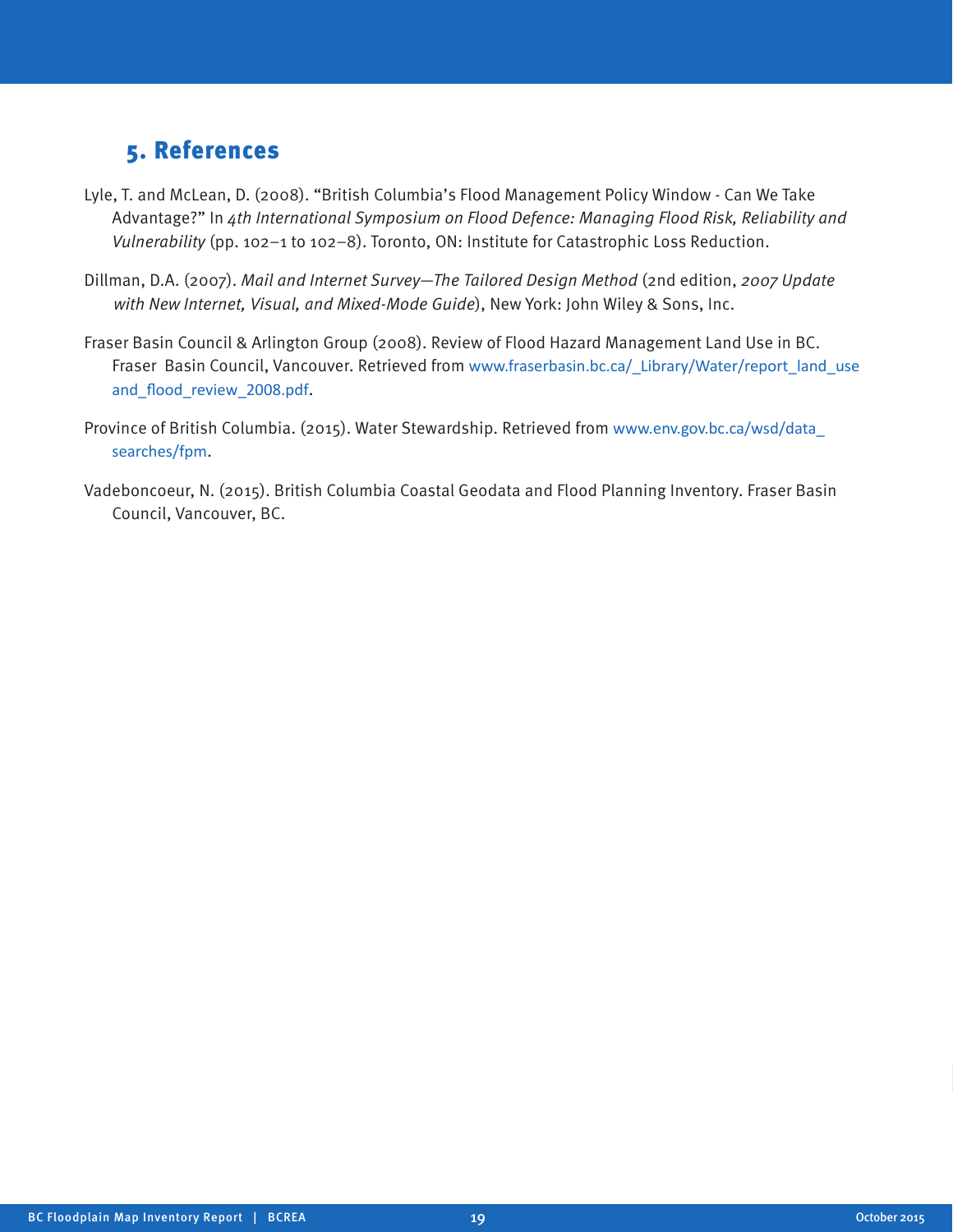## 5. References

Lyle, T. and McLean, D. (2008). “British Columbia’s Flood Management Policy Window - Can We Take Advantage?” In *4th International Symposium on Flood Defence: Managing Flood Risk, Reliability and Vulnerability* (pp. 102–1 to 102–8). Toronto, ON: Institute for Catastrophic Loss Reduction.

Dillman, D.A. (2007). *Mail and Internet Survey—The Tailored Design Method* (2nd edition, *2007 Update with New Internet, Visual, and Mixed-Mode Guide*), New York: John Wiley & Sons, Inc.

Fraser Basin Council & Arlington Group (2008). Review of Flood Hazard Management Land Use in BC. Fraser Basin Council, Vancouver. Retrieved from www.fraserbasin.bc.ca/_Library/Water/report_land_use and_flood_review_2008.pdf.

Province of British Columbia. (2015). Water Stewardship. Retrieved from www.env.gov.bc.ca/wsd/data_searches/fpm.

Vadeboncoeur, N. (2015). British Columbia Coastal Geodata and Flood Planning Inventory. Fraser Basin Council, Vancouver, BC.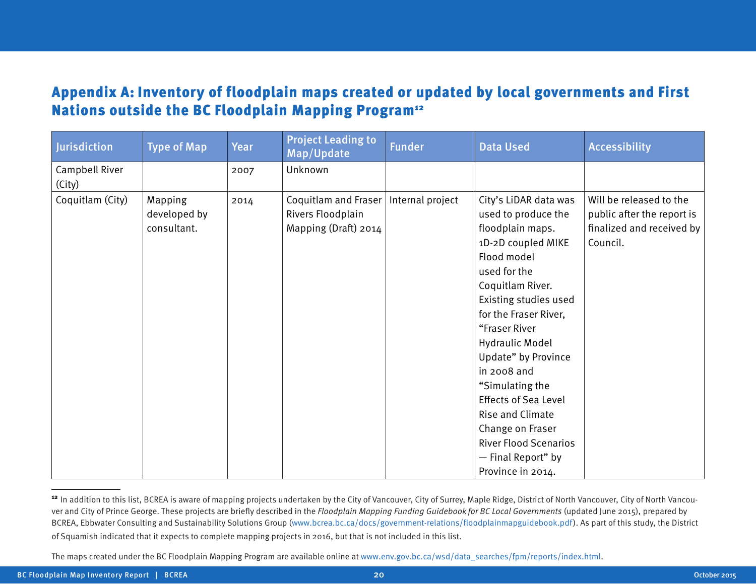## Appendix A: Inventory of floodplain maps created or updated by local governments and First Nations outside the BC Floodplain Mapping Program[12]

| Jurisdiction | Type of Map | Year | Project Leading to Map/Update | Funder | Data Used | Accessibility |
|---|---|---|---|---|---|---|
| Campbell River (City) | | 2007 | Unknown | | | |
| Coquitlam (City) | Mapping developed by consultant. | 2014 | Coquitlam and Fraser Rivers Floodplain Mapping (Draft) 2014 | Internal project | City's LiDAR data was used to produce the floodplain maps. 1D-2D coupled MIKE Flood model used for the Coquitlam River. Existing studies used for the Fraser River, "Fraser River Hydraulic Model Update" by Province in 2008 and "Simulating the Effects of Sea Level Rise and Climate Change on Fraser River Flood Scenarios — Final Report" by Province in 2014. | Will be released to the public after the report is finalized and received by Council. |

[12] In addition to this list, BCREA is aware of mapping projects undertaken by the City of Vancouver, City of Surrey, Maple Ridge, District of North Vancouver, City of North Vancouver and City of Prince George. These projects are briefly described in the *Floodplain Mapping Funding Guidebook for BC Local Governments* (updated June 2015), prepared by BCREA, Ebbwater Consulting and Sustainability Solutions Group (www.bcrea.bc.ca/docs/government-relations/floodplainmapguidebook.pdf). As part of this study, the District of Squamish indicated that it expects to complete mapping projects in 2016, but that is not included in this list.

The maps created under the BC Floodplain Mapping Program are available online at www.env.gov.bc.ca/wsd/data_searches/fpm/reports/index.html.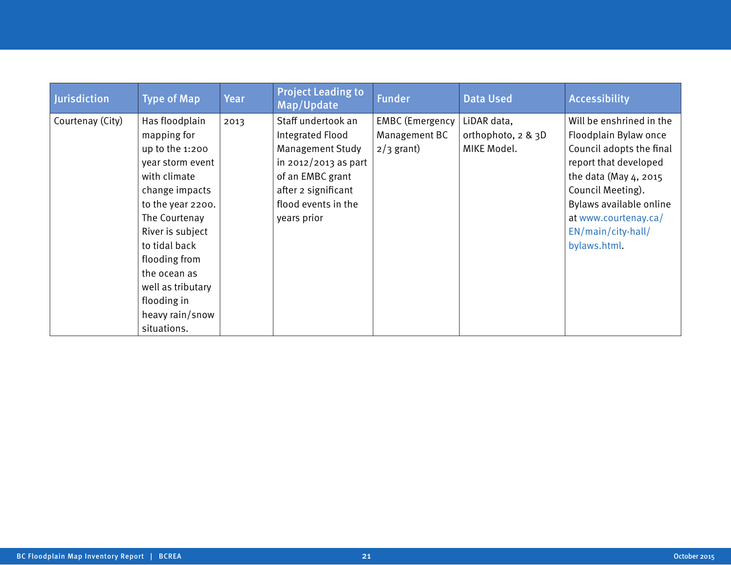| Jurisdiction | Type of Map | Year | Project Leading to Map/Update | Funder | Data Used | Accessibility |
|---|---|---|---|---|---|---|
| Courtenay (City) | Has floodplain mapping for up to the 1:200 year storm event with climate change impacts to the year 2200. The Courtenay River is subject to tidal back flooding from the ocean as well as tributary flooding in heavy rain/snow situations. | 2013 | Staff undertook an Integrated Flood Management Study in 2012/2013 as part of an EMBC grant after 2 significant flood events in the years prior | EMBC (Emergency Management BC 2/3 grant) | LiDAR data, orthophoto, 2 & 3D MIKE Model. | Will be enshrined in the Floodplain Bylaw once Council adopts the final report that developed the data (May 4, 2015 Council Meeting). Bylaws available online at www.courtenay.ca/EN/main/city-hall/bylaws.html. |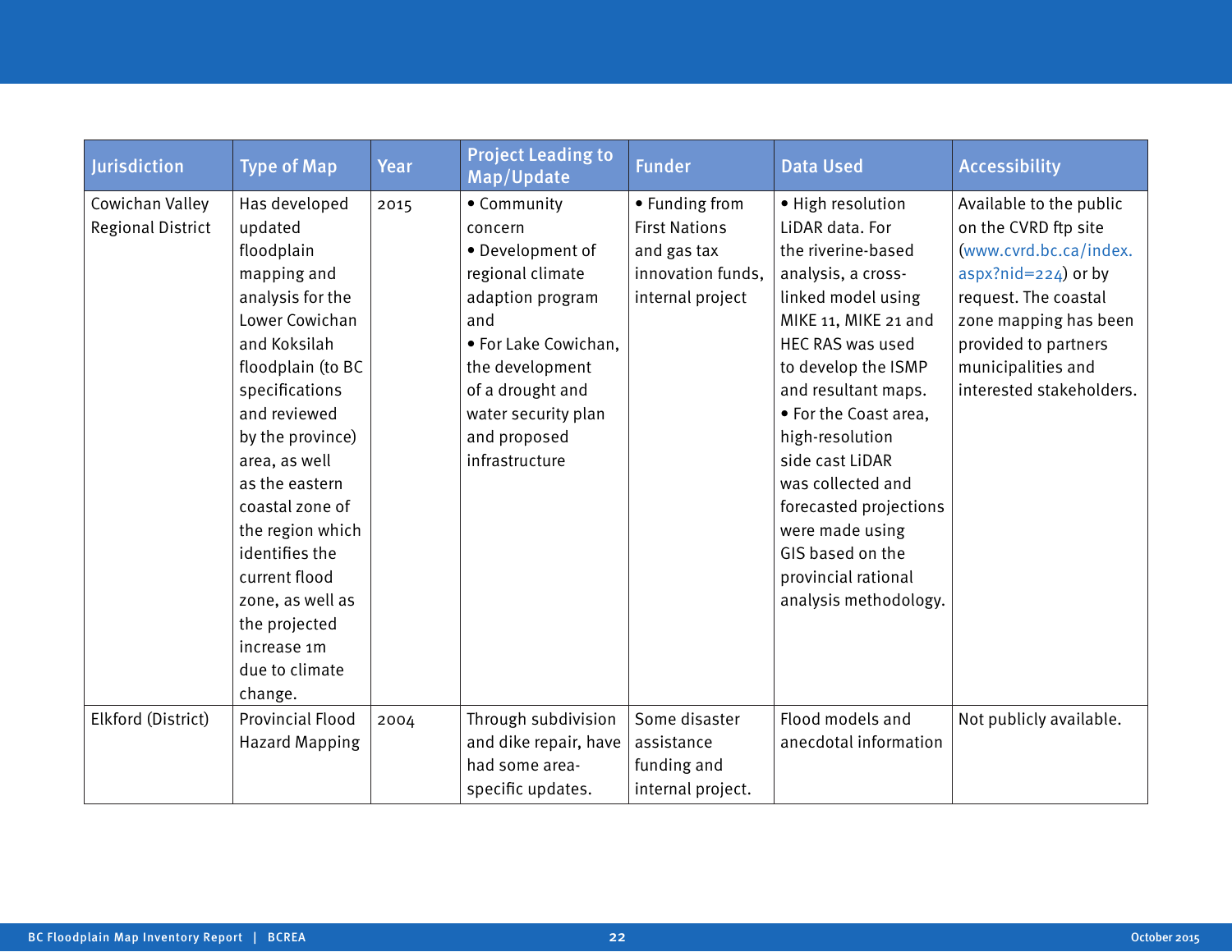| Jurisdiction | Type of Map | Year | Project Leading to Map/Update | Funder | Data Used | Accessibility |
|---|---|---|---|---|---|---|
| Cowichan Valley Regional District | Has developed updated floodplain mapping and analysis for the Lower Cowichan and Koksilah floodplain (to BC specifications and reviewed by the province) area, as well as the eastern coastal zone of the region which identifies the current flood zone, as well as the projected increase 1m due to climate change. | 2015 | • Community concern<br>• Development of regional climate adaption program and<br>• For Lake Cowichan, the development of a drought and water security plan and proposed infrastructure | • Funding from First Nations and gas tax innovation funds, internal project | • High resolution LiDAR data. For the riverine-based analysis, a cross-linked model using MIKE 11, MIKE 21 and HEC RAS was used to develop the ISMP and resultant maps.<br>• For the Coast area, high-resolution side cast LiDAR was collected and forecasted projections were made using GIS based on the provincial rational analysis methodology. | Available to the public on the CVRD ftp site (www.cvrd.bc.ca/index.aspx?nid=224) or by request. The coastal zone mapping has been provided to partners municipalities and interested stakeholders. |
| Elkford (District) | Provincial Flood Hazard Mapping | 2004 | Through subdivision and dike repair, have had some area-specific updates. | Some disaster assistance funding and internal project. | Flood models and anecdotal information | Not publicly available. |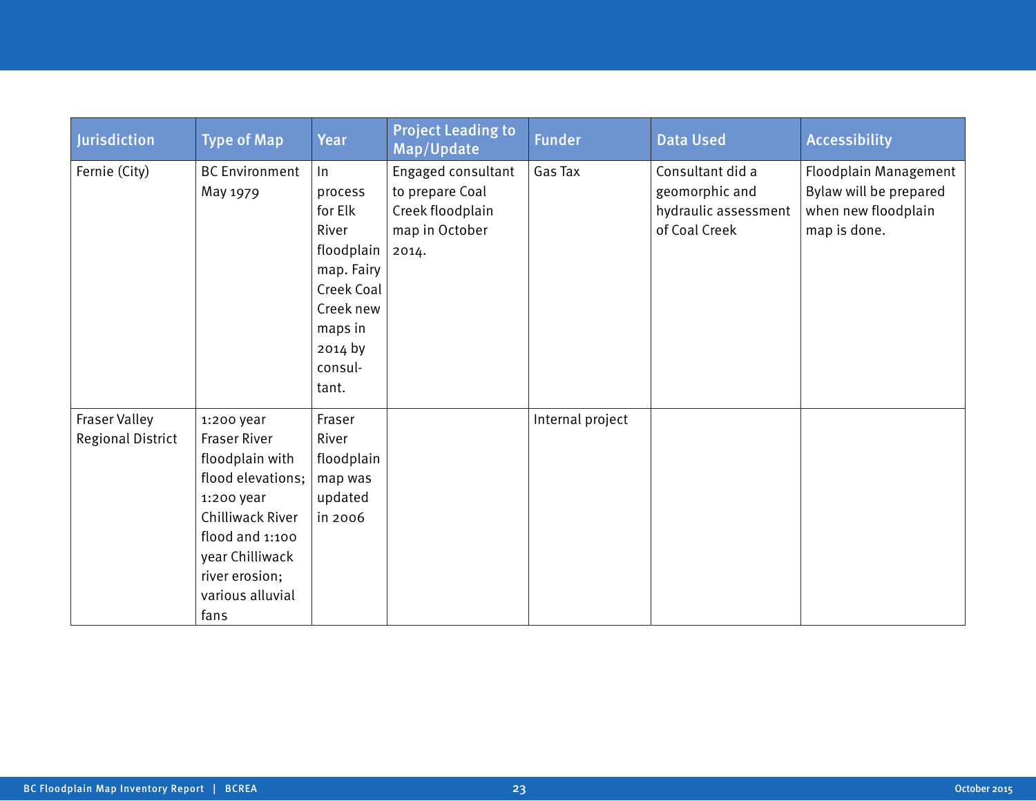| Jurisdiction | Type of Map | Year | Project Leading to Map/Update | Funder | Data Used | Accessibility |
| --- | --- | --- | --- | --- | --- | --- |
| Fernie (City) | BC Environment May 1979 | In process for Elk River floodplain map. Fairy Creek Coal Creek new maps in 2014 by consultant. | Engaged consultant to prepare Coal Creek floodplain map in October 2014. | Gas Tax | Consultant did a geomorphic and hydraulic assessment of Coal Creek | Floodplain Management Bylaw will be prepared when new floodplain map is done. |
| Fraser Valley Regional District | 1:200 year Fraser River floodplain with flood elevations; 1:200 year Chilliwack River flood and 1:100 year Chilliwack river erosion; various alluvial fans | Fraser River floodplain map was updated in 2006 | | Internal project | | |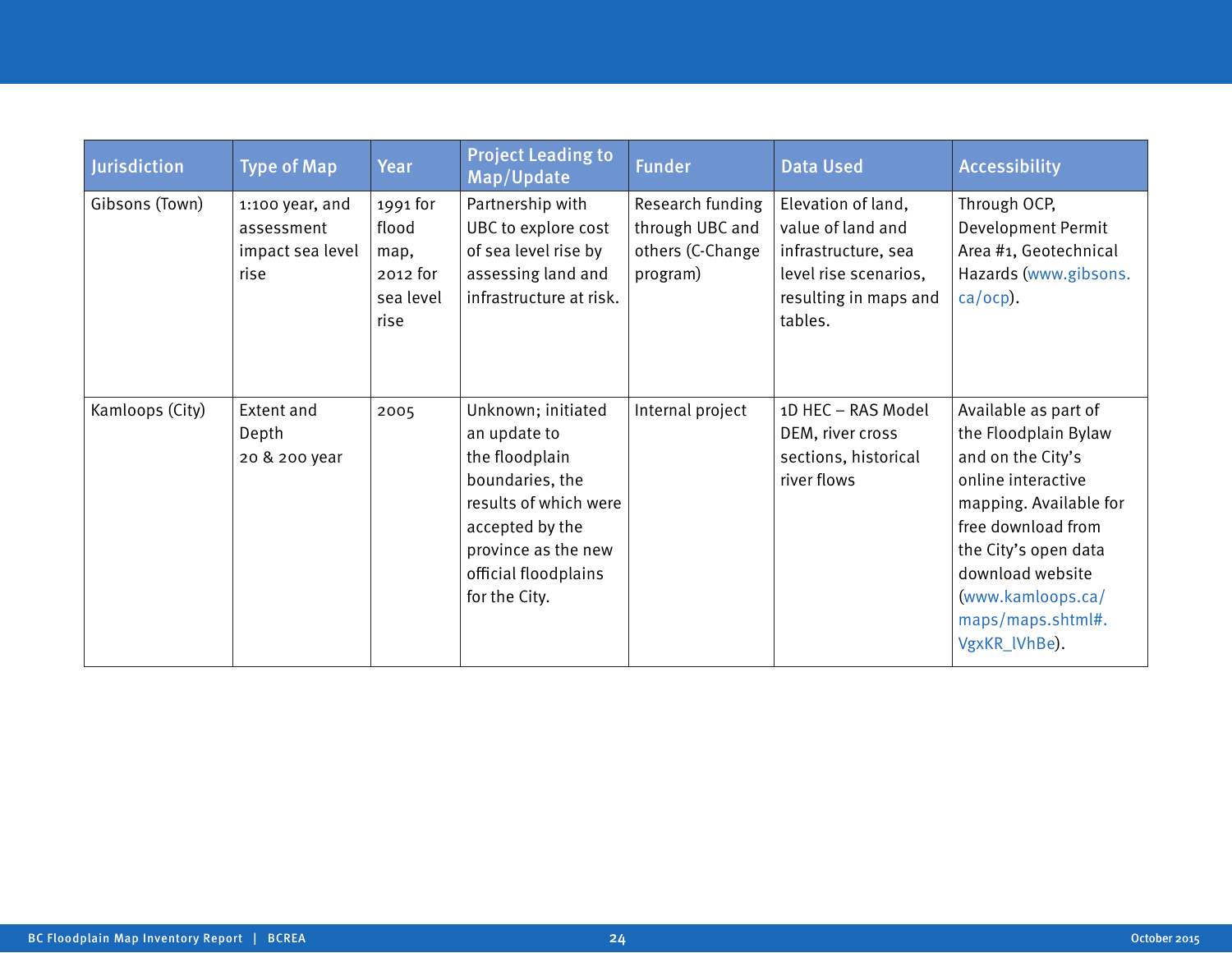| Jurisdiction | Type of Map | Year | Project Leading to Map/Update | Funder | Data Used | Accessibility |
|---|---|---|---|---|---|---|
| Gibsons (Town) | 1:100 year, and assessment impact sea level rise | 1991 for flood map, 2012 for sea level rise | Partnership with UBC to explore cost of sea level rise by assessing land and infrastructure at risk. | Research funding through UBC and others (C-Change program) | Elevation of land, value of land and infrastructure, sea level rise scenarios, resulting in maps and tables. | Through OCP, Development Permit Area #1, Geotechnical Hazards (www.gibsons.ca/ocp). |
| Kamloops (City) | Extent and Depth 20 & 200 year | 2005 | Unknown; initiated an update to the floodplain boundaries, the results of which were accepted by the province as the new official floodplains for the City. | Internal project | 1D HEC – RAS Model DEM, river cross sections, historical river flows | Available as part of the Floodplain Bylaw and on the City's online interactive mapping. Available for free download from the City's open data download website (www.kamloops.ca/maps/maps.shtml#.VgxKR_lVhBe). |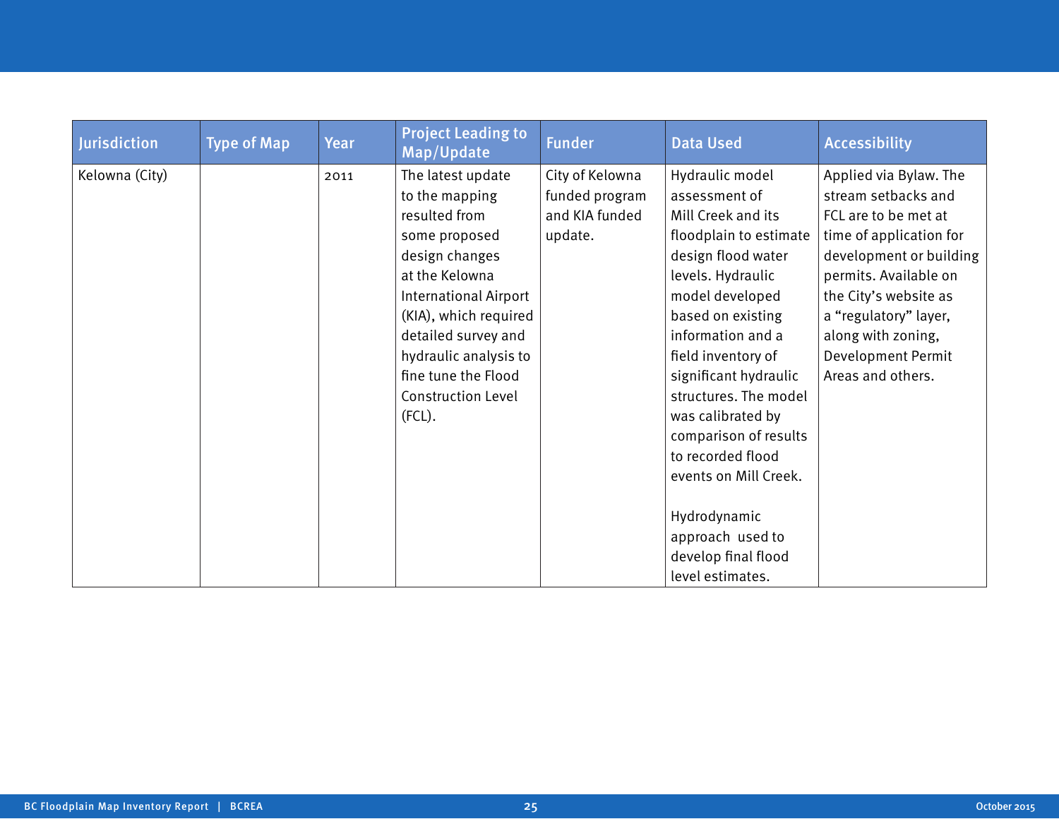| Jurisdiction | Type of Map | Year | Project Leading to Map/Update | Funder | Data Used | Accessibility |
|---|---|---|---|---|---|---|
| Kelowna (City) | | 2011 | The latest update to the mapping resulted from some proposed design changes at the Kelowna International Airport (KIA), which required detailed survey and hydraulic analysis to fine tune the Flood Construction Level (FCL). | City of Kelowna funded program and KIA funded update. | Hydraulic model assessment of Mill Creek and its floodplain to estimate design flood water levels. Hydraulic model developed based on existing information and a field inventory of significant hydraulic structures. The model was calibrated by comparison of results to recorded flood events on Mill Creek.<br><br>Hydrodynamic approach used to develop final flood level estimates. | Applied via Bylaw. The stream setbacks and FCL are to be met at time of application for development or building permits. Available on the City's website as a "regulatory" layer, along with zoning, Development Permit Areas and others. |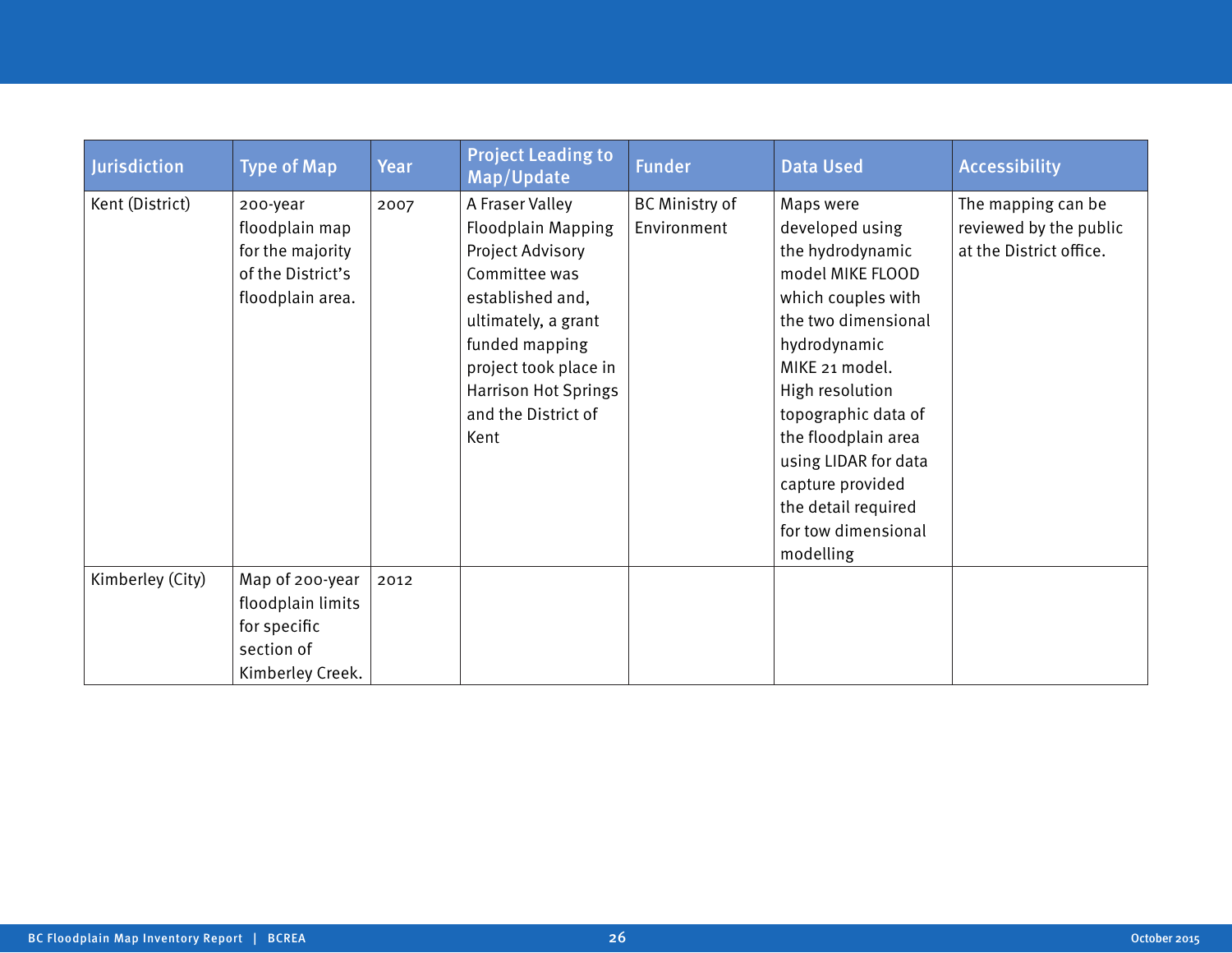| Jurisdiction | Type of Map | Year | Project Leading to Map/Update | Funder | Data Used | Accessibility |
|---|---|---|---|---|---|---|
| Kent (District) | 200-year floodplain map for the majority of the District's floodplain area. | 2007 | A Fraser Valley Floodplain Mapping Project Advisory Committee was established and, ultimately, a grant funded mapping project took place in Harrison Hot Springs and the District of Kent | BC Ministry of Environment | Maps were developed using the hydrodynamic model MIKE FLOOD which couples with the two dimensional hydrodynamic MIKE 21 model. High resolution topographic data of the floodplain area using LIDAR for data capture provided the detail required for tow dimensional modelling | The mapping can be reviewed by the public at the District office. |
| Kimberley (City) | Map of 200-year floodplain limits for specific section of Kimberley Creek. | 2012 | | | | |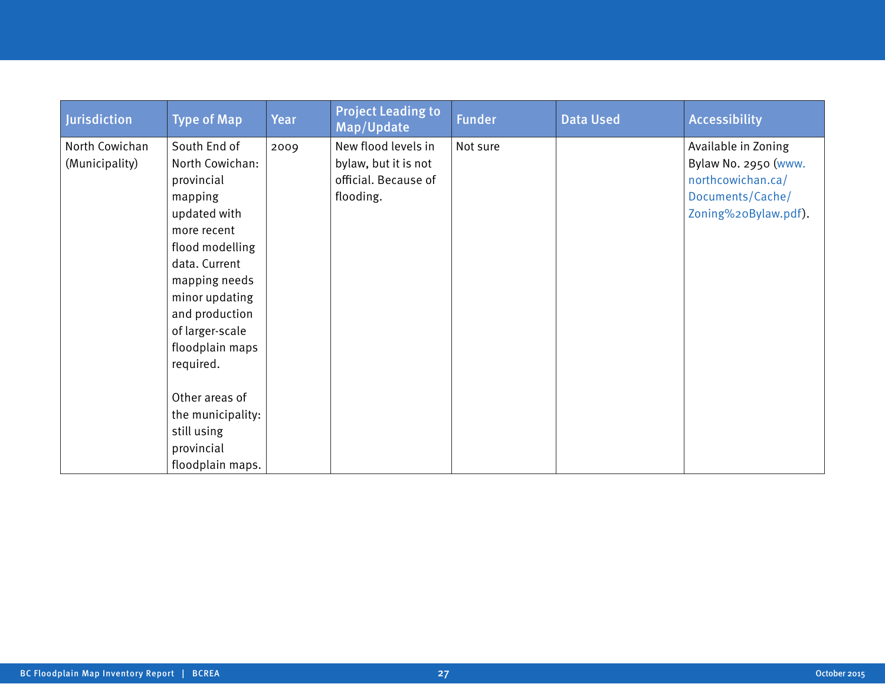| Jurisdiction | Type of Map | Year | Project Leading to Map/Update | Funder | Data Used | Accessibility |
|---|---|---|---|---|---|---|
| North Cowichan (Municipality) | South End of North Cowichan: provincial mapping updated with more recent flood modelling data. Current mapping needs minor updating and production of larger-scale floodplain maps required.<br><br>Other areas of the municipality: still using provincial floodplain maps. | 2009 | New flood levels in bylaw, but it is not official. Because of flooding. | Not sure | | Available in Zoning Bylaw No. 2950 (www.northcowichan.ca/Documents/Cache/Zoning%20Bylaw.pdf). |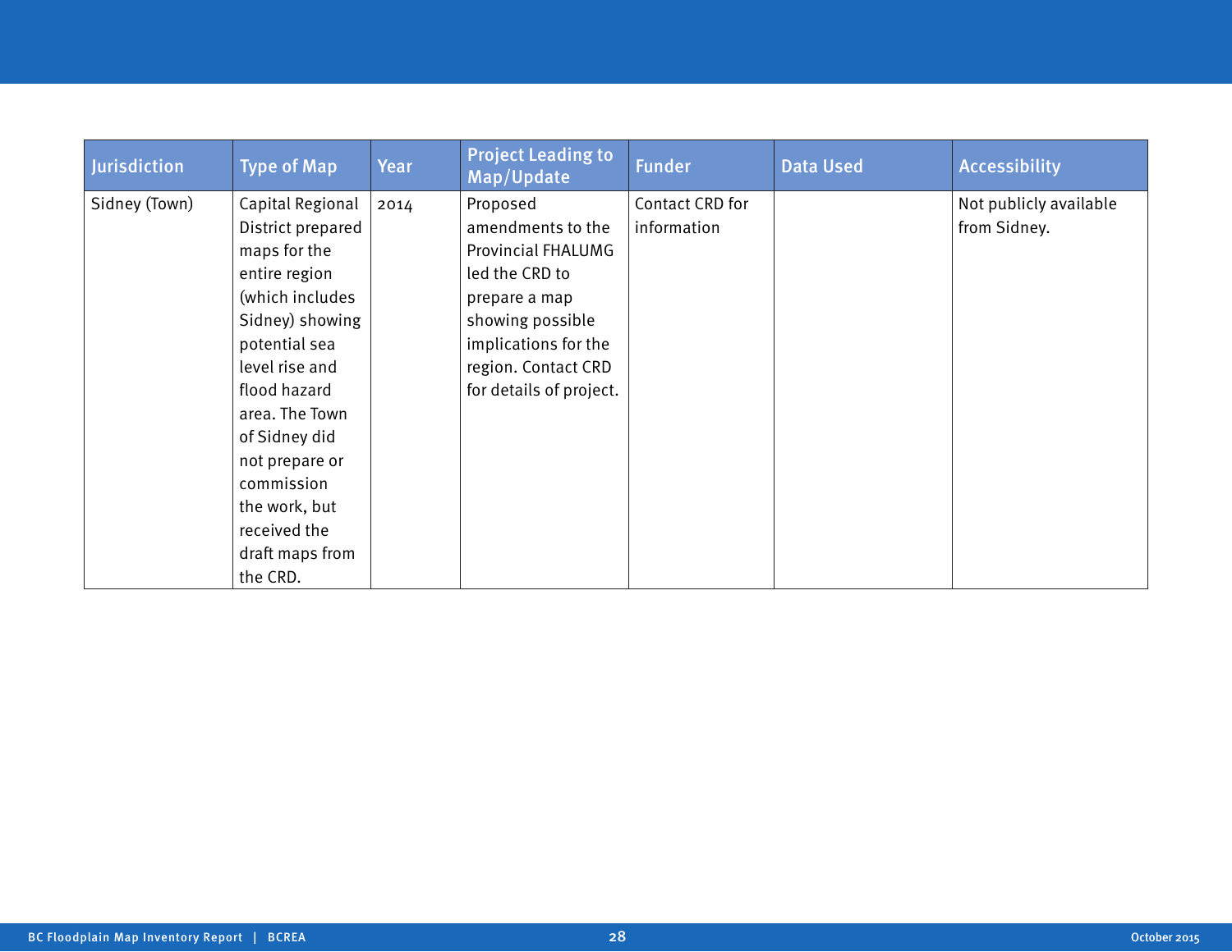| Jurisdiction | Type of Map | Year | Project Leading to Map/Update | Funder | Data Used | Accessibility |
| --- | --- | --- | --- | --- | --- | --- |
| Sidney (Town) | Capital Regional District prepared maps for the entire region (which includes Sidney) showing potential sea level rise and flood hazard area. The Town of Sidney did not prepare or commission the work, but received the draft maps from the CRD. | 2014 | Proposed amendments to the Provincial FHALUMG led the CRD to prepare a map showing possible implications for the region. Contact CRD for details of project. | Contact CRD for information | | Not publicly available from Sidney. |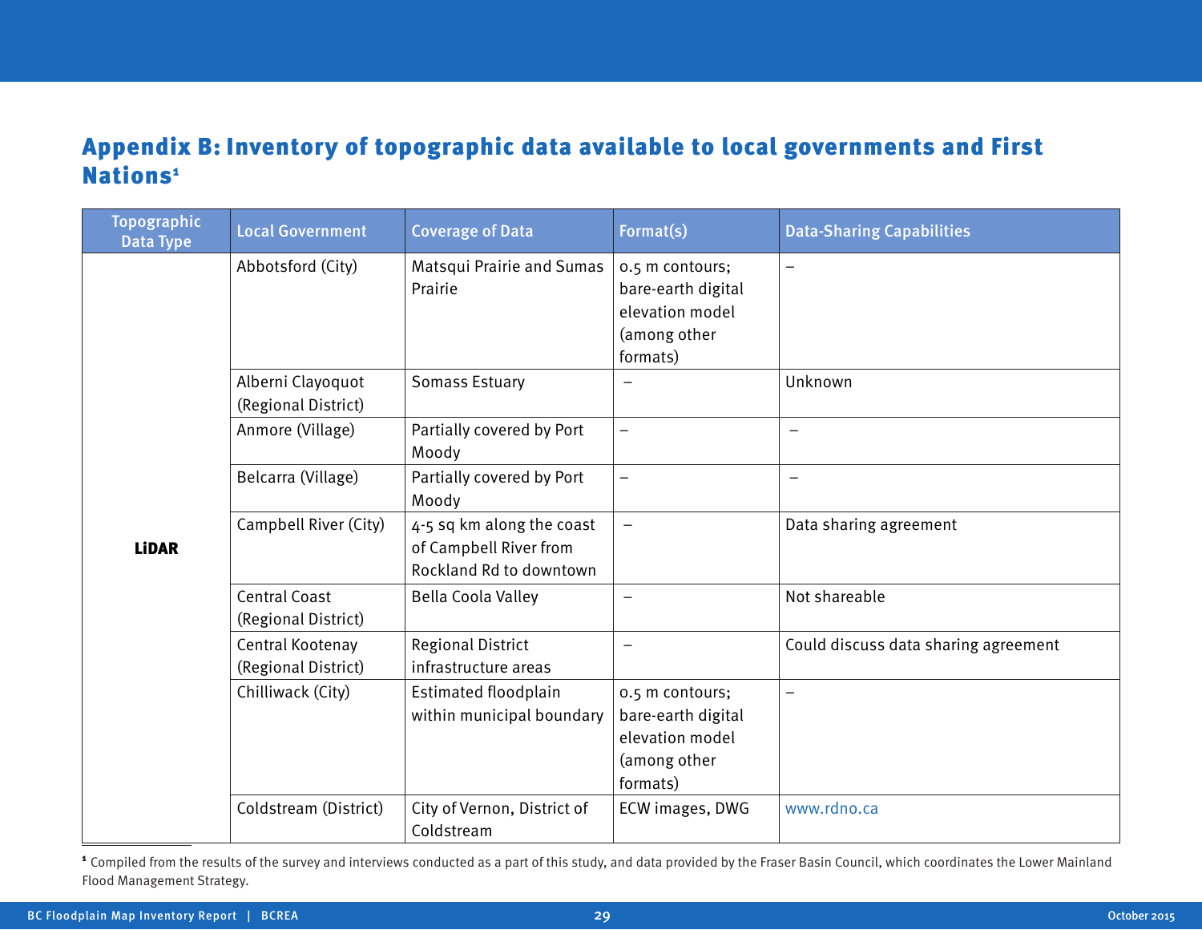## Appendix B: Inventory of topographic data available to local governments and First Nations[1]

| Topographic Data Type | Local Government | Coverage of Data | Format(s) | Data-Sharing Capabilities |
|---|---|---|---|---|
| **LiDAR** | Abbotsford (City) | Matsqui Prairie and Sumas Prairie | 0.5 m contours; bare-earth digital elevation model (among other formats) | – |
| | Alberni Clayoquot (Regional District) | Somass Estuary | – | Unknown |
| | Anmore (Village) | Partially covered by Port Moody | – | – |
| | Belcarra (Village) | Partially covered by Port Moody | – | – |
| | Campbell River (City) | 4-5 sq km along the coast of Campbell River from Rockland Rd to downtown | – | Data sharing agreement |
| | Central Coast (Regional District) | Bella Coola Valley | – | Not shareable |
| | Central Kootenay (Regional District) | Regional District infrastructure areas | – | Could discuss data sharing agreement |
| | Chilliwack (City) | Estimated floodplain within municipal boundary | 0.5 m contours; bare-earth digital elevation model (among other formats) | – |
| | Coldstream (District) | City of Vernon, District of Coldstream | ECW images, DWG | www.rdno.ca |

[1] Compiled from the results of the survey and interviews conducted as a part of this study, and data provided by the Fraser Basin Council, which coordinates the Lower Mainland Flood Management Strategy.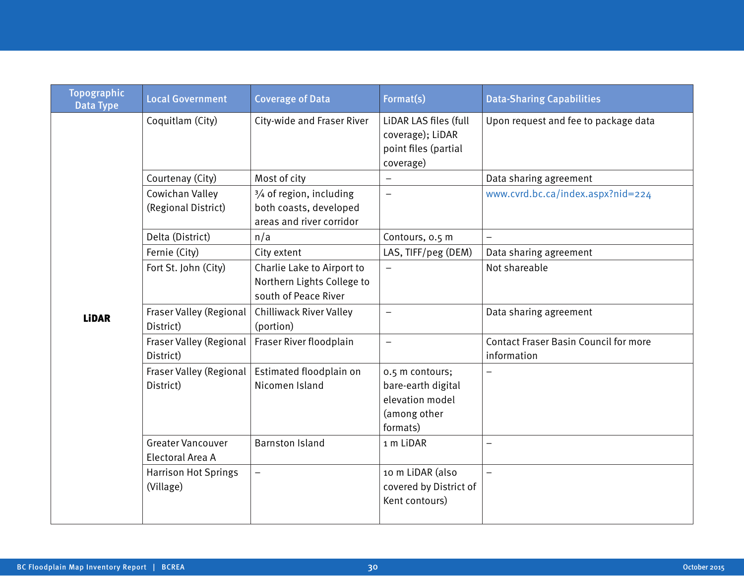| Topographic Data Type | Local Government | Coverage of Data | Format(s) | Data-Sharing Capabilities |
|---|---|---|---|---|
| **LiDAR** | Coquitlam (City) | City-wide and Fraser River | LiDAR LAS files (full coverage); LiDAR point files (partial coverage) | Upon request and fee to package data |
| | Courtenay (City) | Most of city | – | Data sharing agreement |
| | Cowichan Valley (Regional District) | ¾ of region, including both coasts, developed areas and river corridor | – | www.cvrd.bc.ca/index.aspx?nid=224 |
| | Delta (District) | n/a | Contours, 0.5 m | – |
| | Fernie (City) | City extent | LAS, TIFF/peg (DEM) | Data sharing agreement |
| | Fort St. John (City) | Charlie Lake to Airport to Northern Lights College to south of Peace River | – | Not shareable |
| | Fraser Valley (Regional District) | Chilliwack River Valley (portion) | – | Data sharing agreement |
| | Fraser Valley (Regional District) | Fraser River floodplain | – | Contact Fraser Basin Council for more information |
| | Fraser Valley (Regional District) | Estimated floodplain on Nicomen Island | 0.5 m contours; bare-earth digital elevation model (among other formats) | – |
| | Greater Vancouver Electoral Area A | Barnston Island | 1 m LiDAR | – |
| | Harrison Hot Springs (Village) | – | 10 m LiDAR (also covered by District of Kent contours) | – |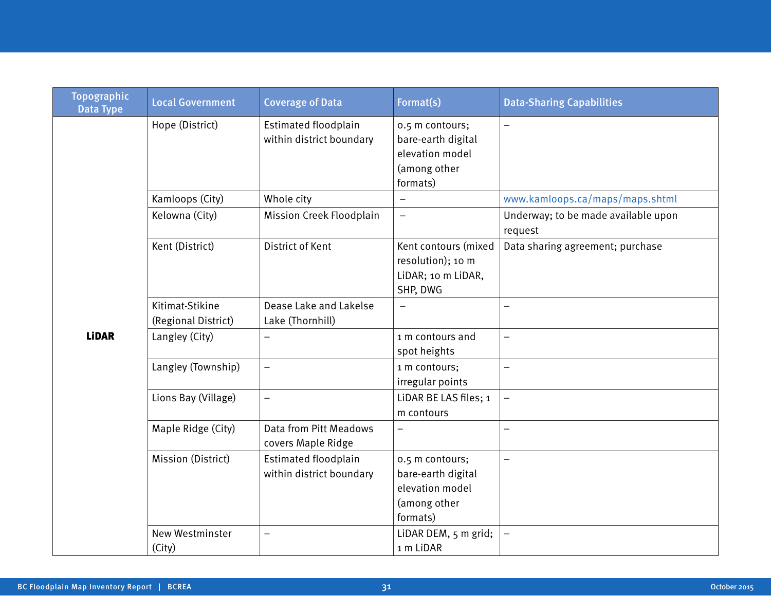| Topographic Data Type | Local Government | Coverage of Data | Format(s) | Data-Sharing Capabilities |
|---|---|---|---|---|
| **LiDAR** | Hope (District) | Estimated floodplain within district boundary | 0.5 m contours; bare-earth digital elevation model (among other formats) | – |
| | Kamloops (City) | Whole city | – | www.kamloops.ca/maps/maps.shtml |
| | Kelowna (City) | Mission Creek Floodplain | – | Underway; to be made available upon request |
| | Kent (District) | District of Kent | Kent contours (mixed resolution); 10 m LiDAR; 10 m LiDAR, SHP, DWG | Data sharing agreement; purchase |
| | Kitimat-Stikine (Regional District) | Dease Lake and Lakelse Lake (Thornhill) | – | – |
| | Langley (City) | – | 1 m contours and spot heights | – |
| | Langley (Township) | – | 1 m contours; irregular points | – |
| | Lions Bay (Village) | – | LiDAR BE LAS files; 1 m contours | – |
| | Maple Ridge (City) | Data from Pitt Meadows covers Maple Ridge | – | – |
| | Mission (District) | Estimated floodplain within district boundary | 0.5 m contours; bare-earth digital elevation model (among other formats) | – |
| | New Westminster (City) | – | LiDAR DEM, 5 m grid; 1 m LiDAR | – |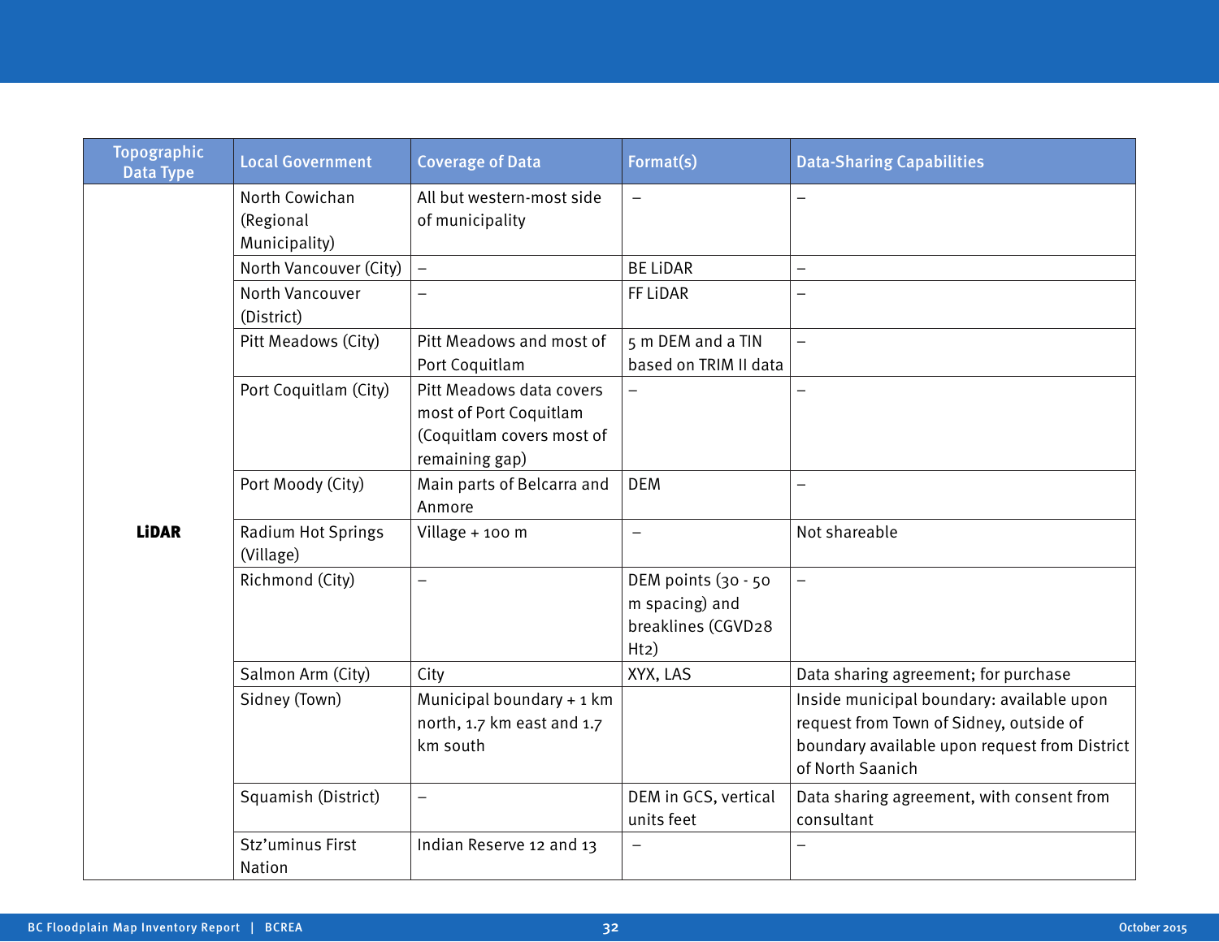| Topographic Data Type | Local Government | Coverage of Data | Format(s) | Data-Sharing Capabilities |
|---|---|---|---|---|
| **LiDAR** | North Cowichan (Regional Municipality) | All but western-most side of municipality | – | – |
| | North Vancouver (City) | – | BE LiDAR | – |
| | North Vancouver (District) | – | FF LiDAR | – |
| | Pitt Meadows (City) | Pitt Meadows and most of Port Coquitlam | 5 m DEM and a TIN based on TRIM II data | – |
| | Port Coquitlam (City) | Pitt Meadows data covers most of Port Coquitlam (Coquitlam covers most of remaining gap) | – | – |
| | Port Moody (City) | Main parts of Belcarra and Anmore | DEM | – |
| | Radium Hot Springs (Village) | Village + 100 m | – | Not shareable |
| | Richmond (City) | – | DEM points (30 - 50 m spacing) and breaklines (CGVD28 Ht2) | – |
| | Salmon Arm (City) | City | XYX, LAS | Data sharing agreement; for purchase |
| | Sidney (Town) | Municipal boundary + 1 km north, 1.7 km east and 1.7 km south | | Inside municipal boundary: available upon request from Town of Sidney, outside of boundary available upon request from District of North Saanich |
| | Squamish (District) | – | DEM in GCS, vertical units feet | Data sharing agreement, with consent from consultant |
| | Stz'uminus First Nation | Indian Reserve 12 and 13 | – | – |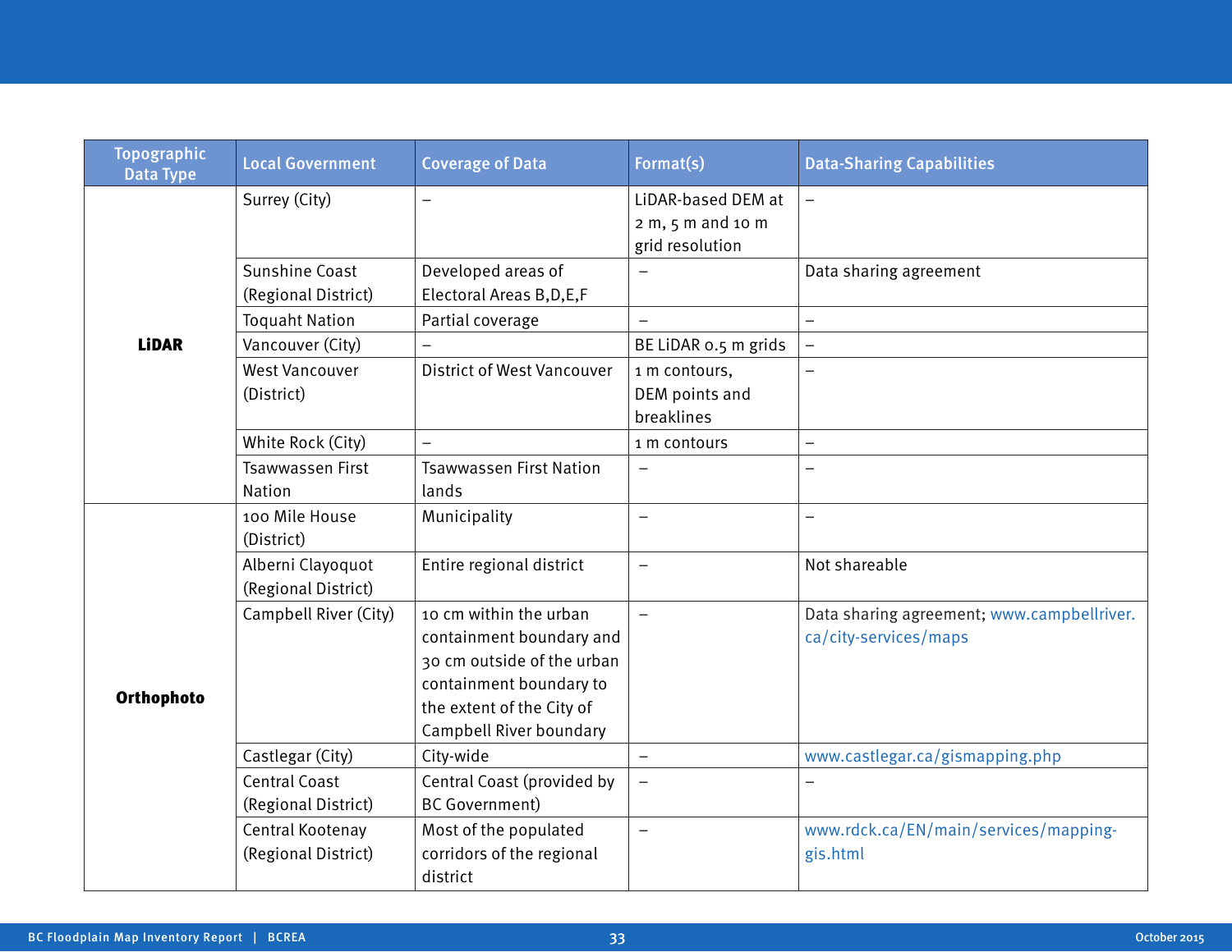| Topographic Data Type | Local Government | Coverage of Data | Format(s) | Data-Sharing Capabilities |
|---|---|---|---|---|
| **LiDAR** | Surrey (City) | – | LiDAR-based DEM at 2 m, 5 m and 10 m grid resolution | – |
| | Sunshine Coast (Regional District) | Developed areas of Electoral Areas B,D,E,F | – | Data sharing agreement |
| | Toquaht Nation | Partial coverage | – | – |
| | Vancouver (City) | – | BE LiDAR 0.5 m grids | – |
| | West Vancouver (District) | District of West Vancouver | 1 m contours, DEM points and breaklines | – |
| | White Rock (City) | – | 1 m contours | – |
| | Tsawwassen First Nation | Tsawwassen First Nation lands | – | – |
| **Orthophoto** | 100 Mile House (District) | Municipality | – | – |
| | Alberni Clayoquot (Regional District) | Entire regional district | – | Not shareable |
| | Campbell River (City) | 10 cm within the urban containment boundary and 30 cm outside of the urban containment boundary to the extent of the City of Campbell River boundary | – | Data sharing agreement; www.campbellriver.ca/city-services/maps |
| | Castlegar (City) | City-wide | – | www.castlegar.ca/gismapping.php |
| | Central Coast (Regional District) | Central Coast (provided by BC Government) | – | – |
| | Central Kootenay (Regional District) | Most of the populated corridors of the regional district | – | www.rdck.ca/EN/main/services/mapping-gis.html |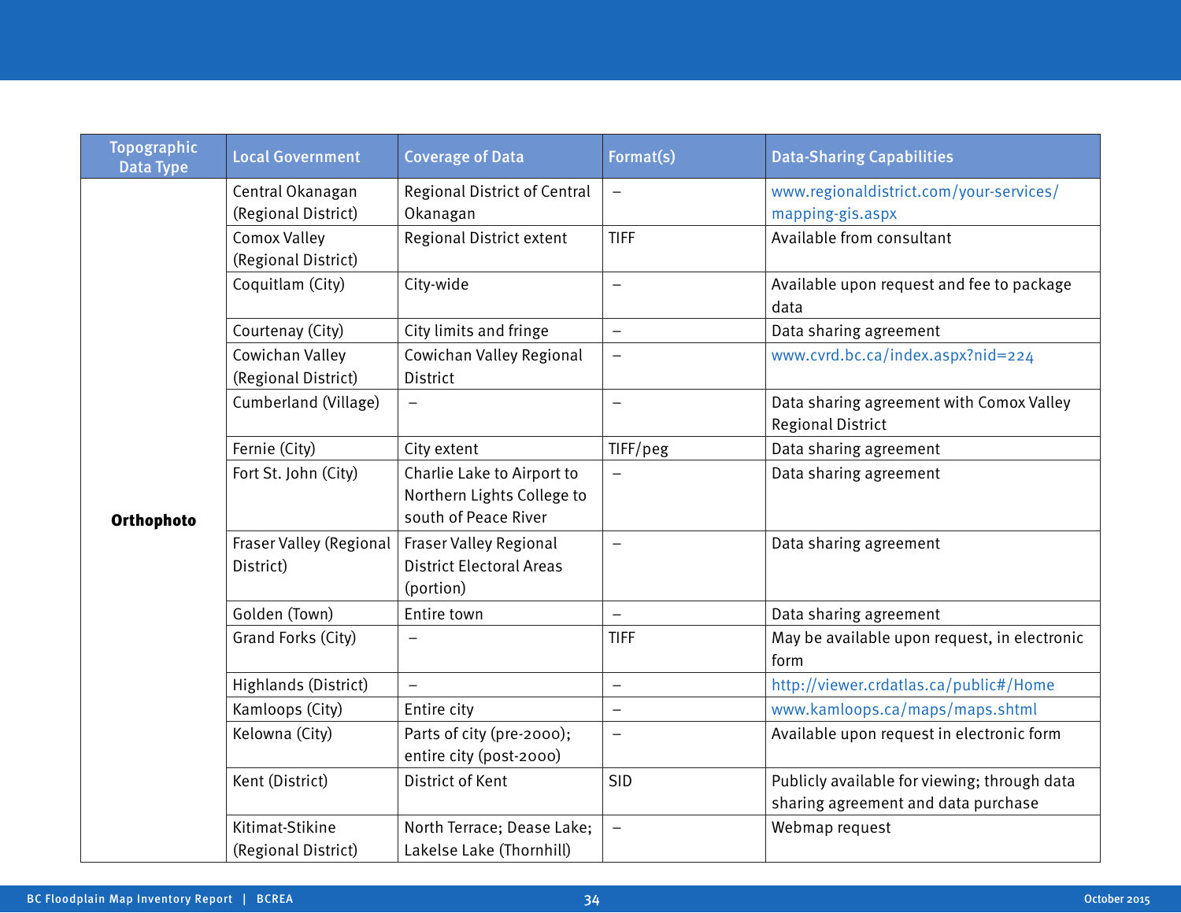| Topographic Data Type | Local Government | Coverage of Data | Format(s) | Data-Sharing Capabilities |
|---|---|---|---|---|
| Orthophoto | Central Okanagan (Regional District) | Regional District of Central Okanagan | – | www.regionaldistrict.com/your-services/mapping-gis.aspx |
| | Comox Valley (Regional District) | Regional District extent | TIFF | Available from consultant |
| | Coquitlam (City) | City-wide | – | Available upon request and fee to package data |
| | Courtenay (City) | City limits and fringe | – | Data sharing agreement |
| | Cowichan Valley (Regional District) | Cowichan Valley Regional District | – | www.cvrd.bc.ca/index.aspx?nid=224 |
| | Cumberland (Village) | – | – | Data sharing agreement with Comox Valley Regional District |
| | Fernie (City) | City extent | TIFF/peg | Data sharing agreement |
| | Fort St. John (City) | Charlie Lake to Airport to Northern Lights College to south of Peace River | – | Data sharing agreement |
| | Fraser Valley (Regional District) | Fraser Valley Regional District Electoral Areas (portion) | – | Data sharing agreement |
| | Golden (Town) | Entire town | – | Data sharing agreement |
| | Grand Forks (City) | – | TIFF | May be available upon request, in electronic form |
| | Highlands (District) | – | – | http://viewer.crdatlas.ca/public#/Home |
| | Kamloops (City) | Entire city | – | www.kamloops.ca/maps/maps.shtml |
| | Kelowna (City) | Parts of city (pre-2000); entire city (post-2000) | – | Available upon request in electronic form |
| | Kent (District) | District of Kent | SID | Publicly available for viewing; through data sharing agreement and data purchase |
| | Kitimat-Stikine (Regional District) | North Terrace; Dease Lake; Lakelse Lake (Thornhill) | – | Webmap request |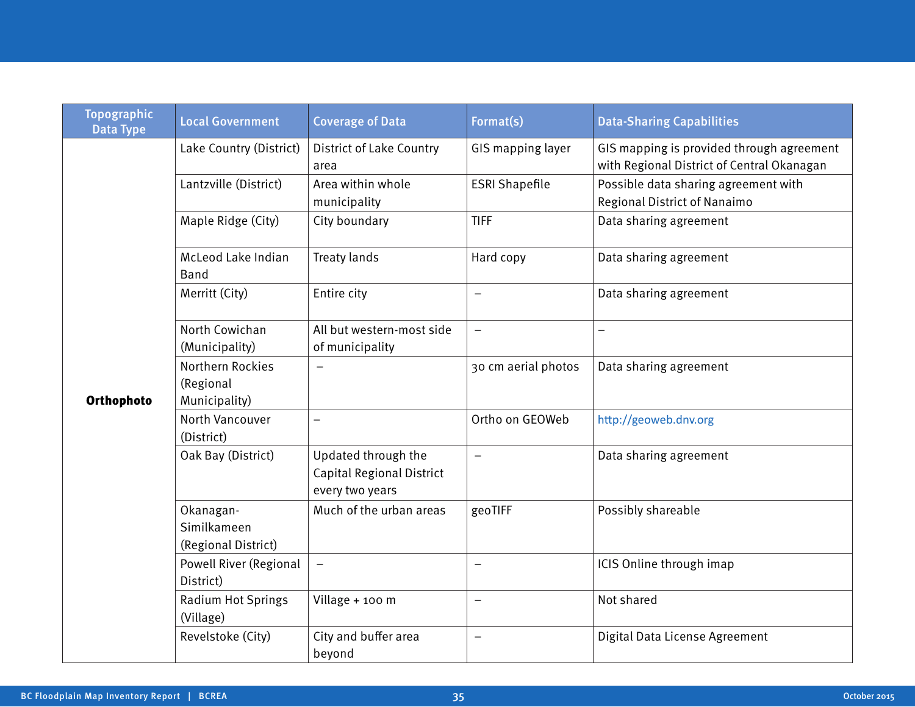| Topographic Data Type | Local Government | Coverage of Data | Format(s) | Data-Sharing Capabilities |
|---|---|---|---|---|
| **Orthophoto** | Lake Country (District) | District of Lake Country area | GIS mapping layer | GIS mapping is provided through agreement with Regional District of Central Okanagan |
| | Lantzville (District) | Area within whole municipality | ESRI Shapefile | Possible data sharing agreement with Regional District of Nanaimo |
| | Maple Ridge (City) | City boundary | TIFF | Data sharing agreement |
| | McLeod Lake Indian Band | Treaty lands | Hard copy | Data sharing agreement |
| | Merritt (City) | Entire city | – | Data sharing agreement |
| | North Cowichan (Municipality) | All but western-most side of municipality | – | – |
| | Northern Rockies (Regional Municipality) | – | 30 cm aerial photos | Data sharing agreement |
| | North Vancouver (District) | – | Ortho on GEOWeb | http://geoweb.dnv.org |
| | Oak Bay (District) | Updated through the Capital Regional District every two years | – | Data sharing agreement |
| | Okanagan-Similkameen (Regional District) | Much of the urban areas | geoTIFF | Possibly shareable |
| | Powell River (Regional District) | – | – | ICIS Online through imap |
| | Radium Hot Springs (Village) | Village + 100 m | – | Not shared |
| | Revelstoke (City) | City and buffer area beyond | – | Digital Data License Agreement |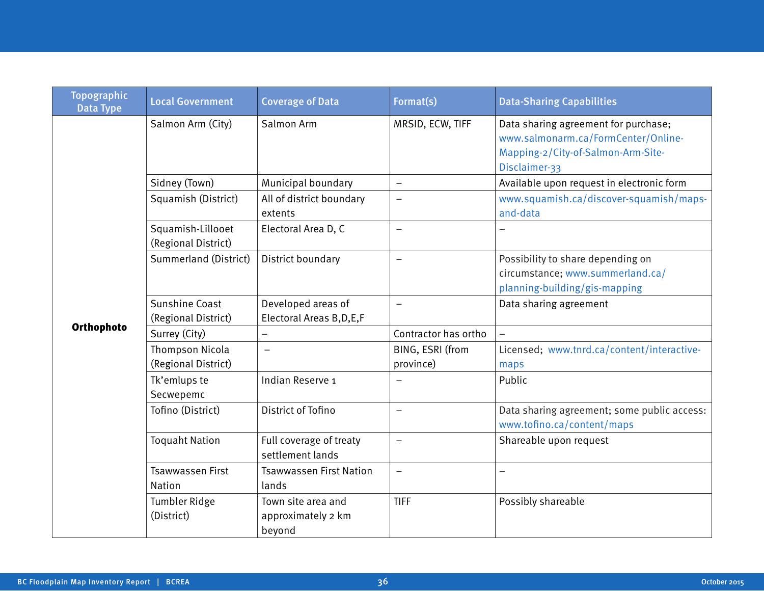| Topographic Data Type | Local Government | Coverage of Data | Format(s) | Data-Sharing Capabilities |
|---|---|---|---|---|
| **Orthophoto** | Salmon Arm (City) | Salmon Arm | MRSID, ECW, TIFF | Data sharing agreement for purchase; www.salmonarm.ca/FormCenter/Online-Mapping-2/City-of-Salmon-Arm-Site-Disclaimer-33 |
| | Sidney (Town) | Municipal boundary | – | Available upon request in electronic form |
| | Squamish (District) | All of district boundary extents | – | www.squamish.ca/discover-squamish/maps-and-data |
| | Squamish-Lillooet (Regional District) | Electoral Area D, C | – | – |
| | Summerland (District) | District boundary | – | Possibility to share depending on circumstance; www.summerland.ca/planning-building/gis-mapping |
| | Sunshine Coast (Regional District) | Developed areas of Electoral Areas B,D,E,F | – | Data sharing agreement |
| | Surrey (City) | – | Contractor has ortho | – |
| | Thompson Nicola (Regional District) | – | BING, ESRI (from province) | Licensed; www.tnrd.ca/content/interactive-maps |
| | Tk'emlups te Secwepemc | Indian Reserve 1 | – | Public |
| | Tofino (District) | District of Tofino | – | Data sharing agreement; some public access: www.tofino.ca/content/maps |
| | Toquaht Nation | Full coverage of treaty settlement lands | – | Shareable upon request |
| | Tsawwassen First Nation | Tsawwassen First Nation lands | – | – |
| | Tumbler Ridge (District) | Town site area and approximately 2 km beyond | TIFF | Possibly shareable |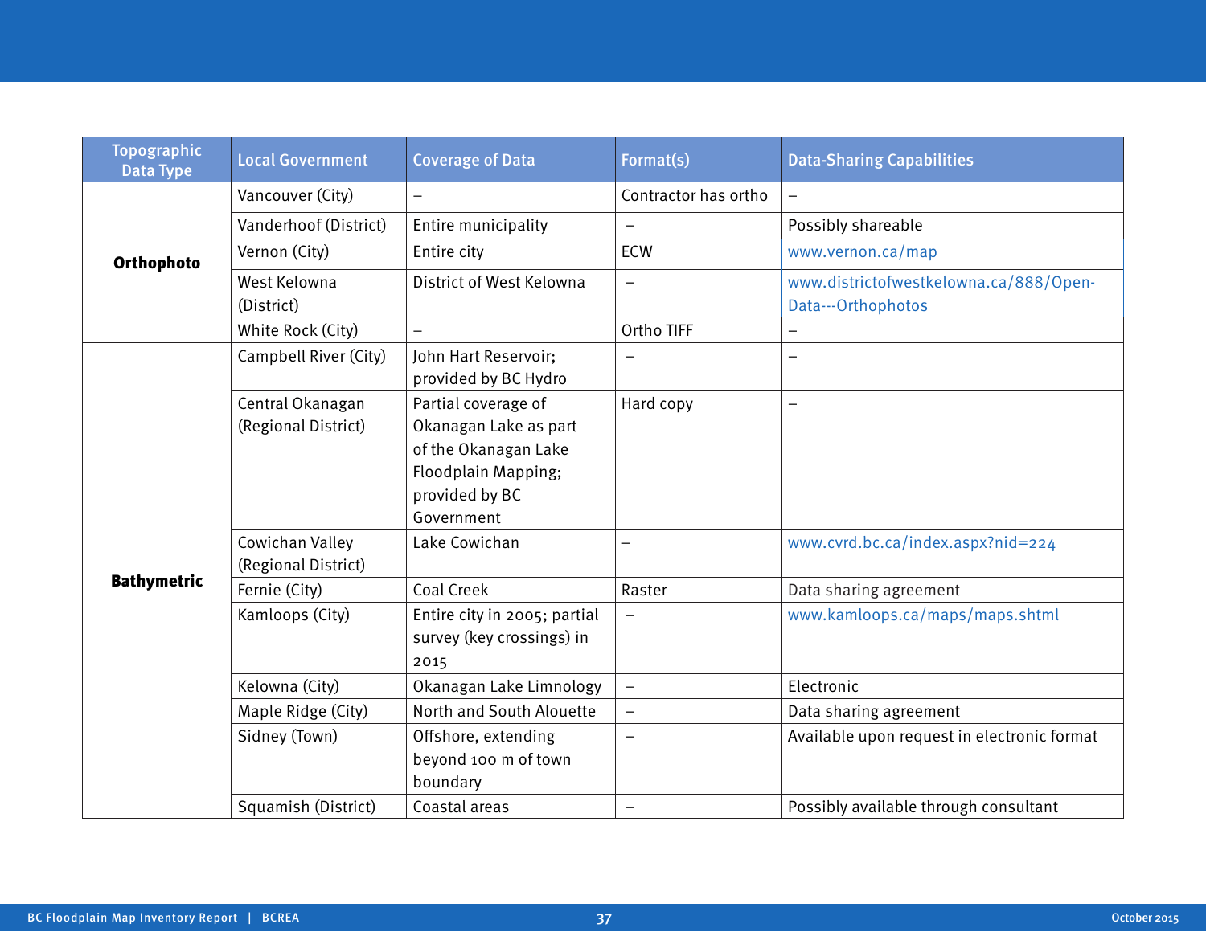| Topographic Data Type | Local Government | Coverage of Data | Format(s) | Data-Sharing Capabilities |
|---|---|---|---|---|
| **Orthophoto** | Vancouver (City) | – | Contractor has ortho | – |
| | Vanderhoof (District) | Entire municipality | – | Possibly shareable |
| | Vernon (City) | Entire city | ECW | www.vernon.ca/map |
| | West Kelowna (District) | District of West Kelowna | – | www.districtofwestkelowna.ca/888/Open-Data---Orthophotos |
| | White Rock (City) | – | Ortho TIFF | – |
| **Bathymetric** | Campbell River (City) | John Hart Reservoir; provided by BC Hydro | – | – |
| | Central Okanagan (Regional District) | Partial coverage of Okanagan Lake as part of the Okanagan Lake Floodplain Mapping; provided by BC Government | Hard copy | – |
| | Cowichan Valley (Regional District) | Lake Cowichan | – | www.cvrd.bc.ca/index.aspx?nid=224 |
| | Fernie (City) | Coal Creek | Raster | Data sharing agreement |
| | Kamloops (City) | Entire city in 2005; partial survey (key crossings) in 2015 | – | www.kamloops.ca/maps/maps.shtml |
| | Kelowna (City) | Okanagan Lake Limnology | – | Electronic |
| | Maple Ridge (City) | North and South Alouette | – | Data sharing agreement |
| | Sidney (Town) | Offshore, extending beyond 100 m of town boundary | – | Available upon request in electronic format |
| | Squamish (District) | Coastal areas | – | Possibly available through consultant |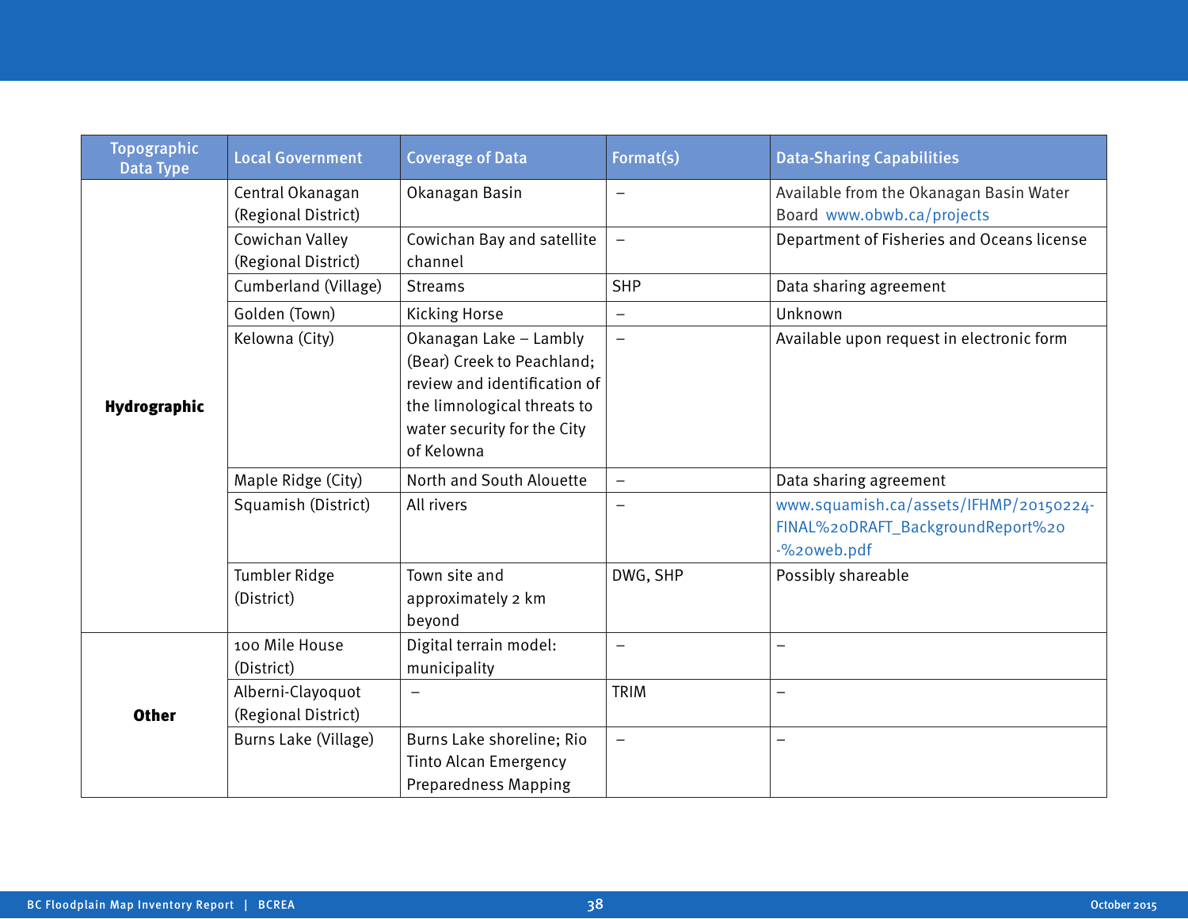| Topographic Data Type | Local Government | Coverage of Data | Format(s) | Data-Sharing Capabilities |
|---|---|---|---|---|
| **Hydrographic** | Central Okanagan (Regional District) | Okanagan Basin | – | Available from the Okanagan Basin Water Board www.obwb.ca/projects |
| | Cowichan Valley (Regional District) | Cowichan Bay and satellite channel | – | Department of Fisheries and Oceans license |
| | Cumberland (Village) | Streams | SHP | Data sharing agreement |
| | Golden (Town) | Kicking Horse | – | Unknown |
| | Kelowna (City) | Okanagan Lake – Lambly (Bear) Creek to Peachland; review and identification of the limnological threats to water security for the City of Kelowna | – | Available upon request in electronic form |
| | Maple Ridge (City) | North and South Alouette | – | Data sharing agreement |
| | Squamish (District) | All rivers | – | www.squamish.ca/assets/IFHMP/20150224-FINAL%20DRAFT_BackgroundReport%20-%20web.pdf |
| | Tumbler Ridge (District) | Town site and approximately 2 km beyond | DWG, SHP | Possibly shareable |
| **Other** | 100 Mile House (District) | Digital terrain model: municipality | – | – |
| | Alberni-Clayoquot (Regional District) | – | TRIM | – |
| | Burns Lake (Village) | Burns Lake shoreline; Rio Tinto Alcan Emergency Preparedness Mapping | – | – |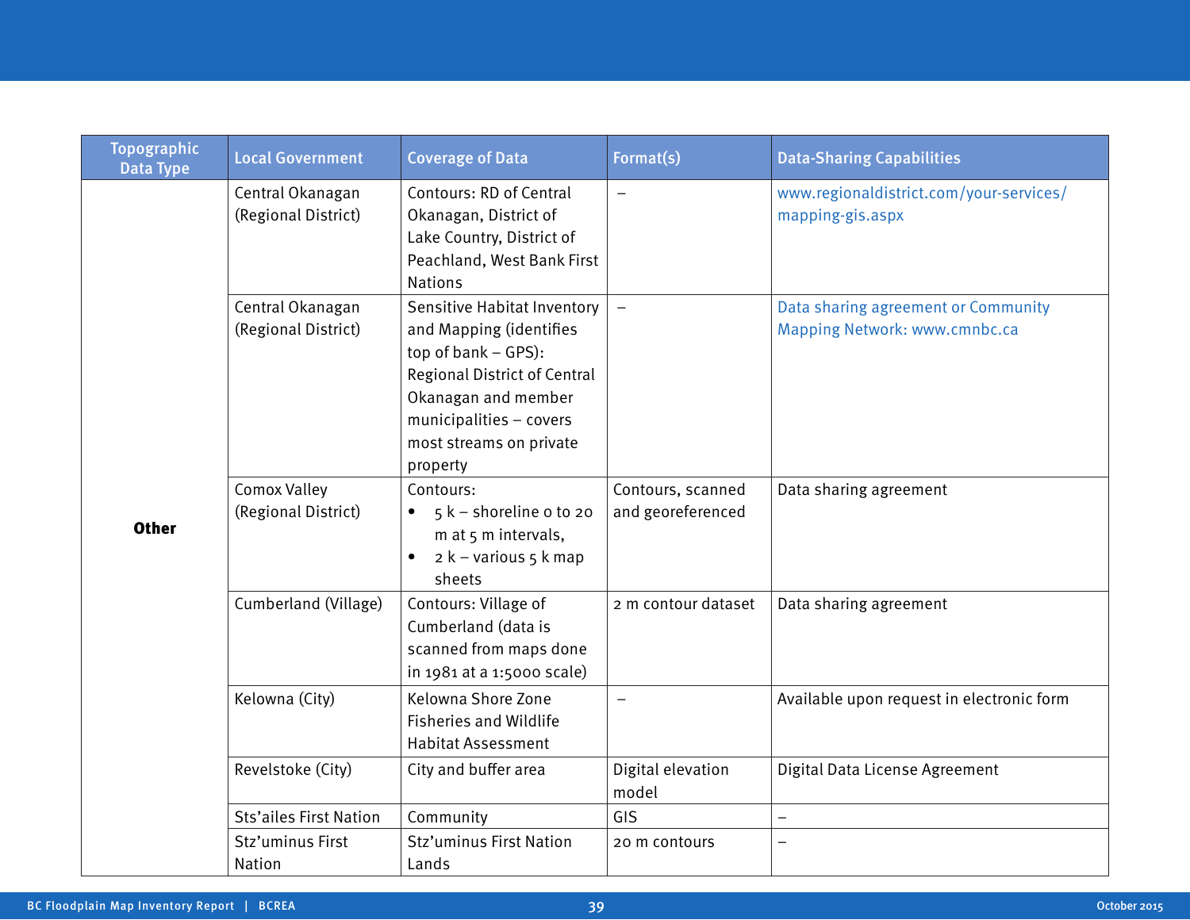| Topographic Data Type | Local Government | Coverage of Data | Format(s) | Data-Sharing Capabilities |
|---|---|---|---|---|
| **Other** | Central Okanagan (Regional District) | Contours: RD of Central Okanagan, District of Lake Country, District of Peachland, West Bank First Nations | – | www.regionaldistrict.com/your-services/mapping-gis.aspx |
| | Central Okanagan (Regional District) | Sensitive Habitat Inventory and Mapping (identifies top of bank – GPS): Regional District of Central Okanagan and member municipalities – covers most streams on private property | – | Data sharing agreement or Community Mapping Network: www.cmnbc.ca |
| | Comox Valley (Regional District) | Contours: • 5 k – shoreline 0 to 20 m at 5 m intervals, • 2 k – various 5 k map sheets | Contours, scanned and georeferenced | Data sharing agreement |
| | Cumberland (Village) | Contours: Village of Cumberland (data is scanned from maps done in 1981 at a 1:5000 scale) | 2 m contour dataset | Data sharing agreement |
| | Kelowna (City) | Kelowna Shore Zone Fisheries and Wildlife Habitat Assessment | – | Available upon request in electronic form |
| | Revelstoke (City) | City and buffer area | Digital elevation model | Digital Data License Agreement |
| | Sts'ailes First Nation | Community | GIS | – |
| | Stz'uminus First Nation | Stz'uminus First Nation Lands | 20 m contours | – |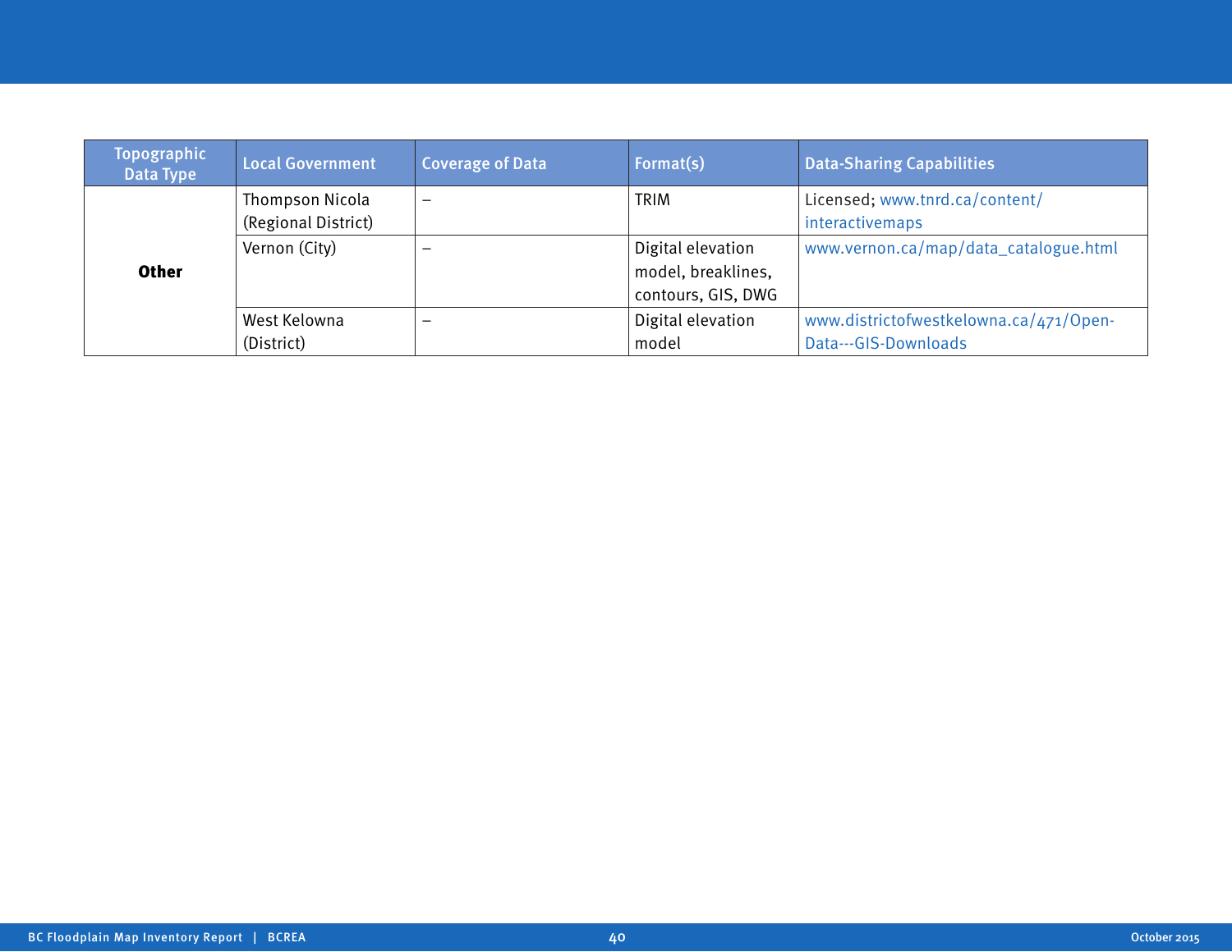| Topographic Data Type | Local Government | Coverage of Data | Format(s) | Data-Sharing Capabilities |
|---|---|---|---|---|
| **Other** | Thompson Nicola (Regional District) | – | TRIM | Licensed; www.tnrd.ca/content/interactivemaps |
| | Vernon (City) | – | Digital elevation model, breaklines, contours, GIS, DWG | www.vernon.ca/map/data_catalogue.html |
| | West Kelowna (District) | – | Digital elevation model | www.districtofwestkelowna.ca/471/Open-Data---GIS-Downloads |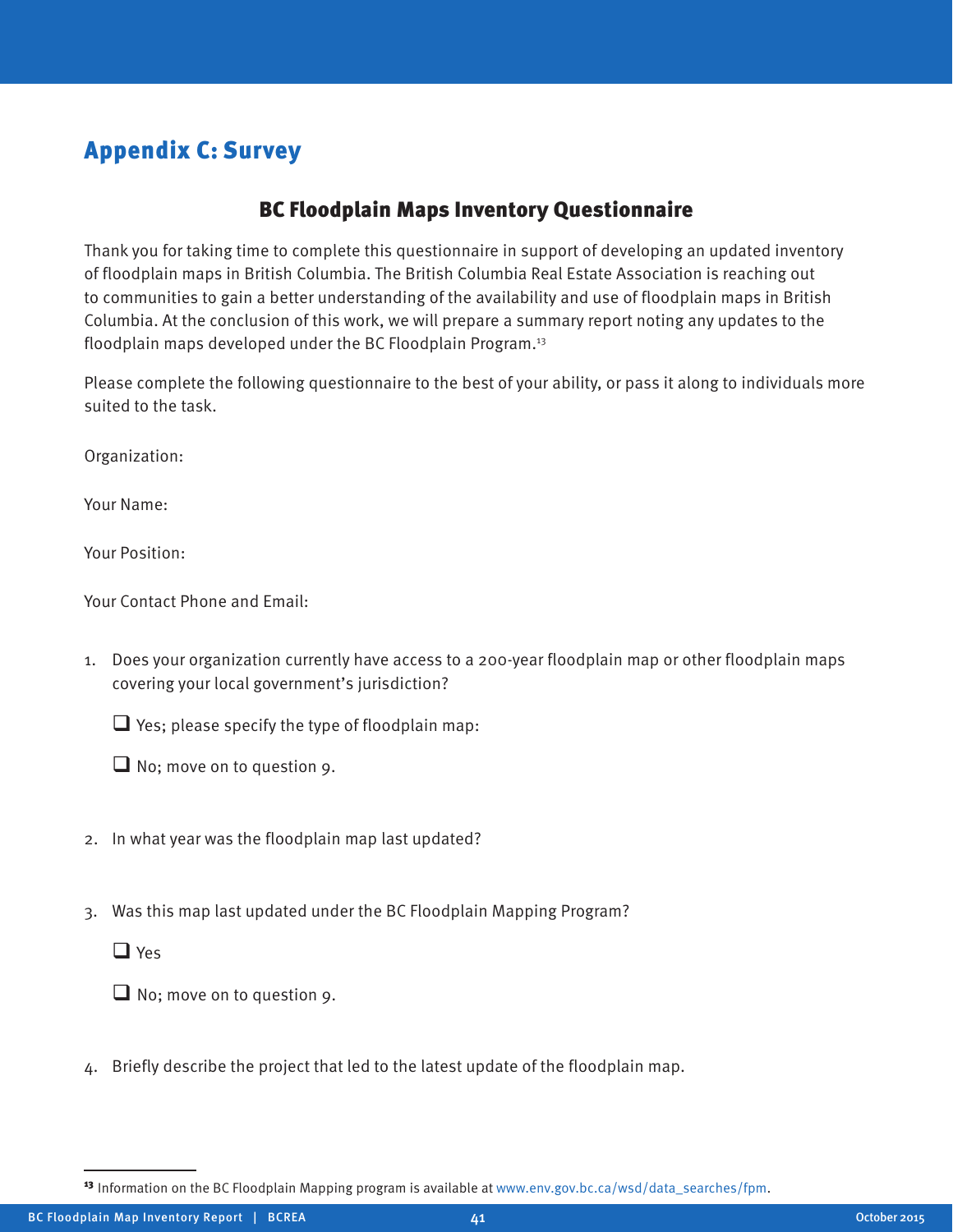# Appendix C: Survey

## BC Floodplain Maps Inventory Questionnaire

Thank you for taking time to complete this questionnaire in support of developing an updated inventory of floodplain maps in British Columbia. The British Columbia Real Estate Association is reaching out to communities to gain a better understanding of the availability and use of floodplain maps in British Columbia. At the conclusion of this work, we will prepare a summary report noting any updates to the floodplain maps developed under the BC Floodplain Program.[13]

Please complete the following questionnaire to the best of your ability, or pass it along to individuals more suited to the task.

Organization:

Your Name:

Your Position:

Your Contact Phone and Email:

1. Does your organization currently have access to a 200-year floodplain map or other floodplain maps covering your local government's jurisdiction?

   ❑ Yes; please specify the type of floodplain map:

   ❑ No; move on to question 9.

2. In what year was the floodplain map last updated?

3. Was this map last updated under the BC Floodplain Mapping Program?

   ❑ Yes

   ❑ No; move on to question 9.

4. Briefly describe the project that led to the latest update of the floodplain map.

---

[13] Information on the BC Floodplain Mapping program is available at www.env.gov.bc.ca/wsd/data_searches/fpm.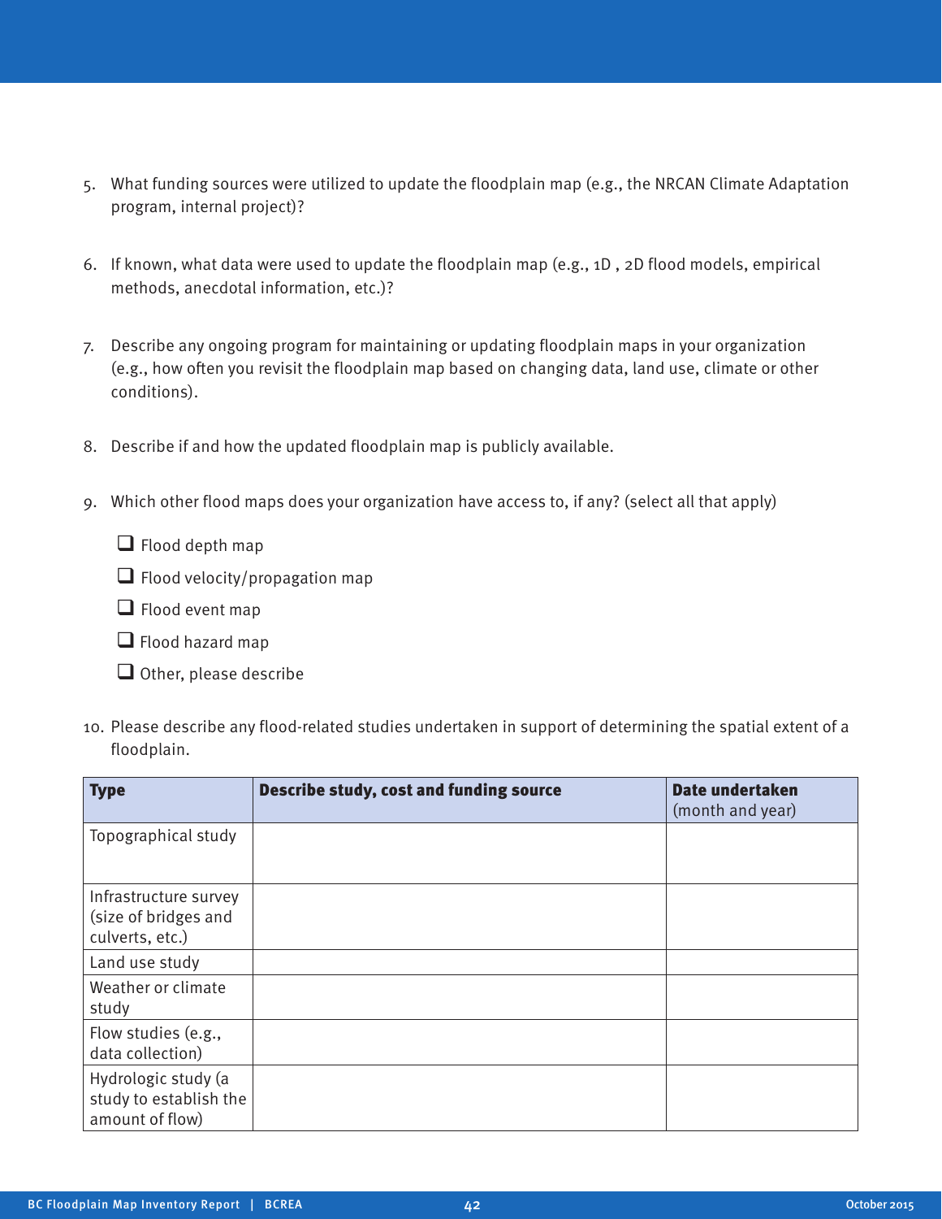5. What funding sources were utilized to update the floodplain map (e.g., the NRCAN Climate Adaptation program, internal project)?

6. If known, what data were used to update the floodplain map (e.g., 1D , 2D flood models, empirical methods, anecdotal information, etc.)?

7. Describe any ongoing program for maintaining or updating floodplain maps in your organization (e.g., how often you revisit the floodplain map based on changing data, land use, climate or other conditions).

8. Describe if and how the updated floodplain map is publicly available.

9. Which other flood maps does your organization have access to, if any? (select all that apply)

   - ❑ Flood depth map
   - ❑ Flood velocity/propagation map
   - ❑ Flood event map
   - ❑ Flood hazard map
   - ❑ Other, please describe

10. Please describe any flood-related studies undertaken in support of determining the spatial extent of a floodplain.

| **Type** | **Describe study, cost and funding source** | **Date undertaken** (month and year) |
|---|---|---|
| Topographical study | | |
| Infrastructure survey (size of bridges and culverts, etc.) | | |
| Land use study | | |
| Weather or climate study | | |
| Flow studies (e.g., data collection) | | |
| Hydrologic study (a study to establish the amount of flow) | | |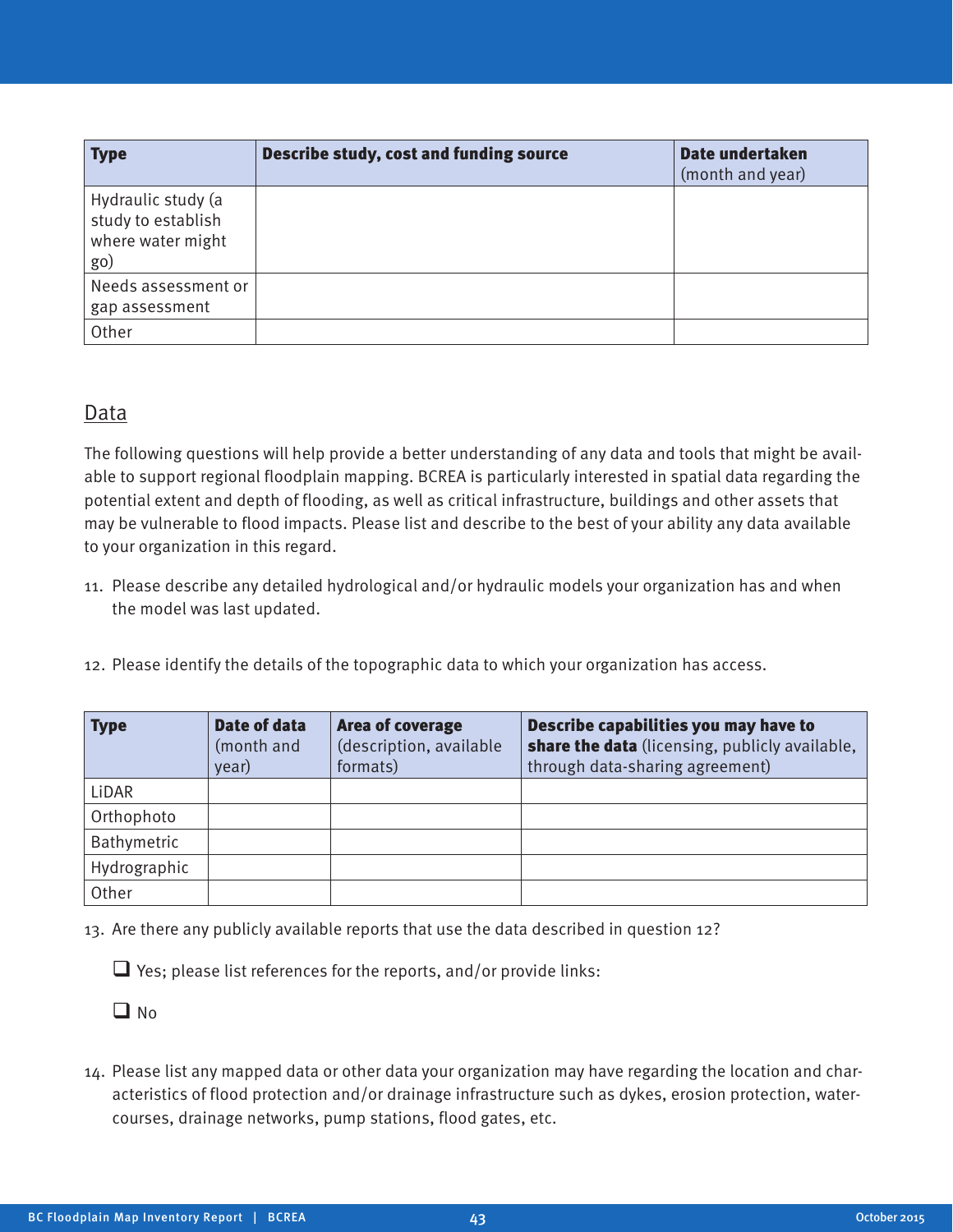| **Type** | **Describe study, cost and funding source** | **Date undertaken** (month and year) |
| --- | --- | --- |
| Hydraulic study (a study to establish where water might go) | | |
| Needs assessment or gap assessment | | |
| Other | | |

## Data

The following questions will help provide a better understanding of any data and tools that might be available to support regional floodplain mapping. BCREA is particularly interested in spatial data regarding the potential extent and depth of flooding, as well as critical infrastructure, buildings and other assets that may be vulnerable to flood impacts. Please list and describe to the best of your ability any data available to your organization in this regard.

11. Please describe any detailed hydrological and/or hydraulic models your organization has and when the model was last updated.

12. Please identify the details of the topographic data to which your organization has access.

| **Type** | **Date of data** (month and year) | **Area of coverage** (description, available formats) | **Describe capabilities you may have to share the data** (licensing, publicly available, through data-sharing agreement) |
| --- | --- | --- | --- |
| LiDAR | | | |
| Orthophoto | | | |
| Bathymetric | | | |
| Hydrographic | | | |
| Other | | | |

13. Are there any publicly available reports that use the data described in question 12?

- ❑ Yes; please list references for the reports, and/or provide links:
- ❑ No

14. Please list any mapped data or other data your organization may have regarding the location and characteristics of flood protection and/or drainage infrastructure such as dykes, erosion protection, watercourses, drainage networks, pump stations, flood gates, etc.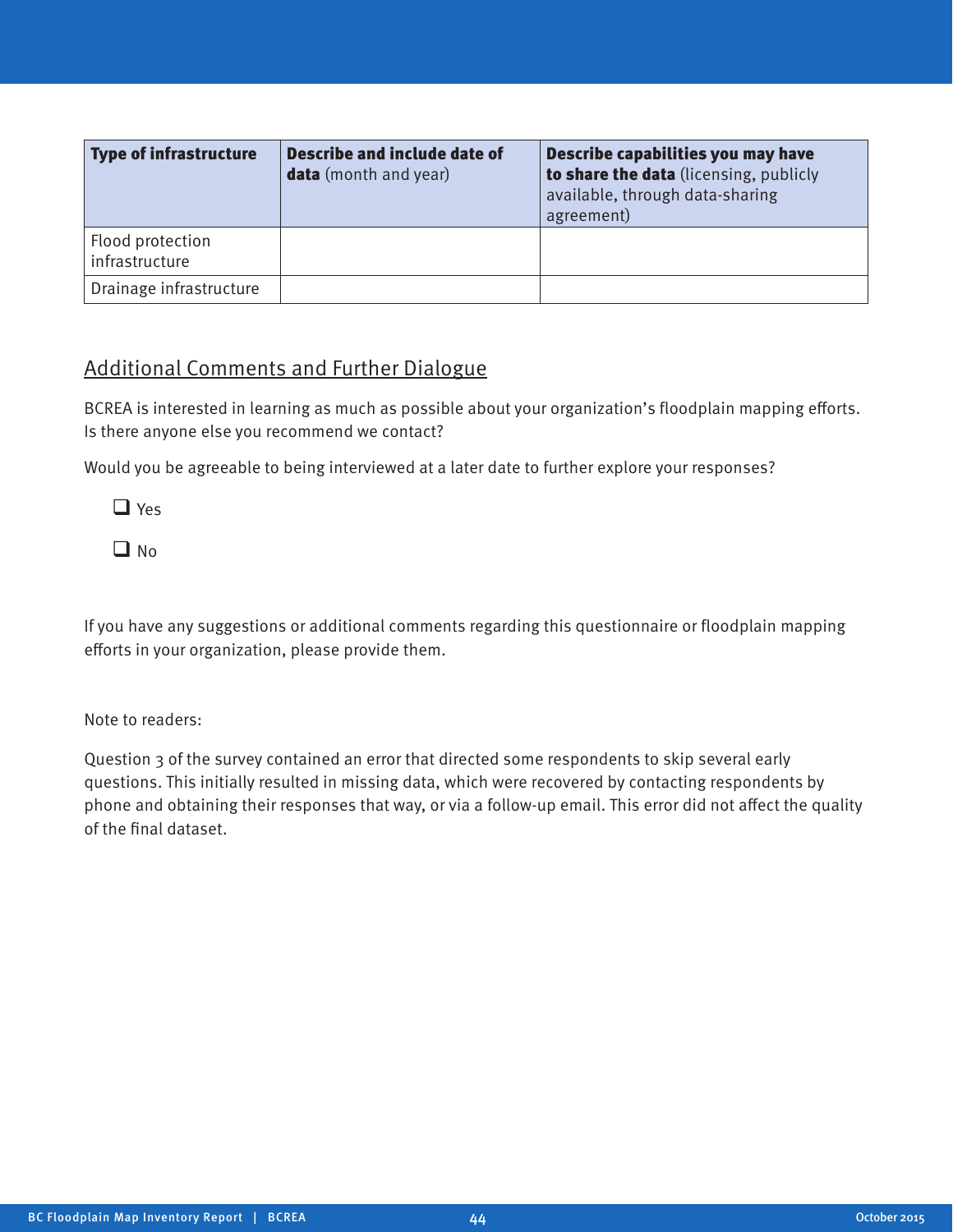| **Type of infrastructure** | **Describe and include date of data** (month and year) | **Describe capabilities you may have to share the data** (licensing, publicly available, through data-sharing agreement) |
|---|---|---|
| Flood protection infrastructure | | |
| Drainage infrastructure | | |

## Additional Comments and Further Dialogue

BCREA is interested in learning as much as possible about your organization's floodplain mapping efforts. Is there anyone else you recommend we contact?

Would you be agreeable to being interviewed at a later date to further explore your responses?

- ❑ Yes
- ❑ No

If you have any suggestions or additional comments regarding this questionnaire or floodplain mapping efforts in your organization, please provide them.

Note to readers:

Question 3 of the survey contained an error that directed some respondents to skip several early questions. This initially resulted in missing data, which were recovered by contacting respondents by phone and obtaining their responses that way, or via a follow-up email. This error did not affect the quality of the final dataset.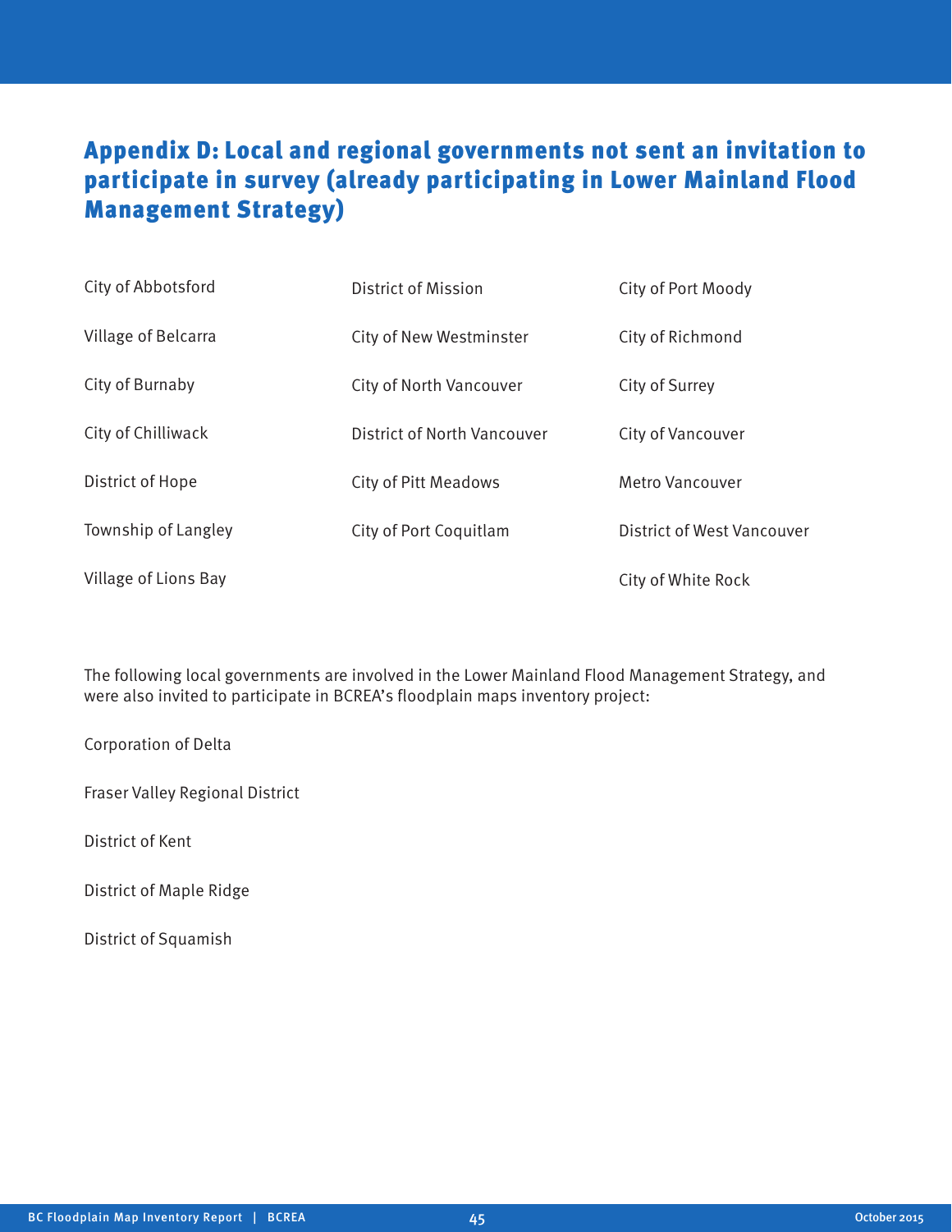# Appendix D: Local and regional governments not sent an invitation to participate in survey (already participating in Lower Mainland Flood Management Strategy)

City of Abbotsford

Village of Belcarra

City of Burnaby

City of Chilliwack

District of Hope

Township of Langley

Village of Lions Bay

District of Mission

City of New Westminster

City of North Vancouver

District of North Vancouver

City of Pitt Meadows

City of Port Coquitlam

City of Port Moody

City of Richmond

City of Surrey

City of Vancouver

Metro Vancouver

District of West Vancouver

City of White Rock

The following local governments are involved in the Lower Mainland Flood Management Strategy, and were also invited to participate in BCREA's floodplain maps inventory project:

Corporation of Delta

Fraser Valley Regional District

District of Kent

District of Maple Ridge

District of Squamish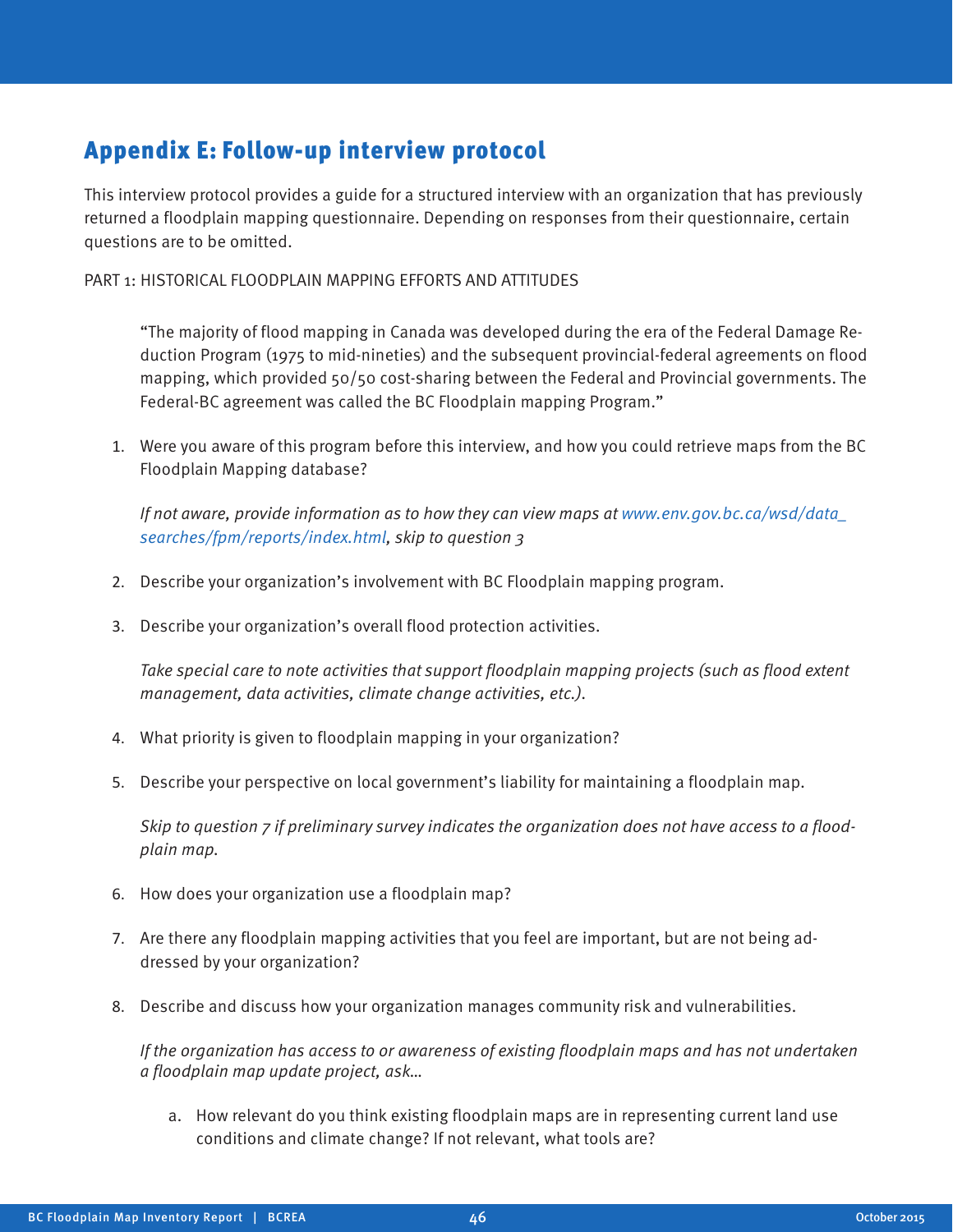## Appendix E: Follow-up interview protocol

This interview protocol provides a guide for a structured interview with an organization that has previously returned a floodplain mapping questionnaire. Depending on responses from their questionnaire, certain questions are to be omitted.

PART 1: HISTORICAL FLOODPLAIN MAPPING EFFORTS AND ATTITUDES

> "The majority of flood mapping in Canada was developed during the era of the Federal Damage Reduction Program (1975 to mid-nineties) and the subsequent provincial-federal agreements on flood mapping, which provided 50/50 cost-sharing between the Federal and Provincial governments. The Federal-BC agreement was called the BC Floodplain mapping Program."

1. Were you aware of this program before this interview, and how you could retrieve maps from the BC Floodplain Mapping database?

   *If not aware, provide information as to how they can view maps at www.env.gov.bc.ca/wsd/data_searches/fpm/reports/index.html, skip to question 3*

2. Describe your organization's involvement with BC Floodplain mapping program.

3. Describe your organization's overall flood protection activities.

   *Take special care to note activities that support floodplain mapping projects (such as flood extent management, data activities, climate change activities, etc.).*

4. What priority is given to floodplain mapping in your organization?

5. Describe your perspective on local government's liability for maintaining a floodplain map.

   *Skip to question 7 if preliminary survey indicates the organization does not have access to a floodplain map.*

6. How does your organization use a floodplain map?

7. Are there any floodplain mapping activities that you feel are important, but are not being addressed by your organization?

8. Describe and discuss how your organization manages community risk and vulnerabilities.

   *If the organization has access to or awareness of existing floodplain maps and has not undertaken a floodplain map update project, ask…*

   a. How relevant do you think existing floodplain maps are in representing current land use conditions and climate change? If not relevant, what tools are?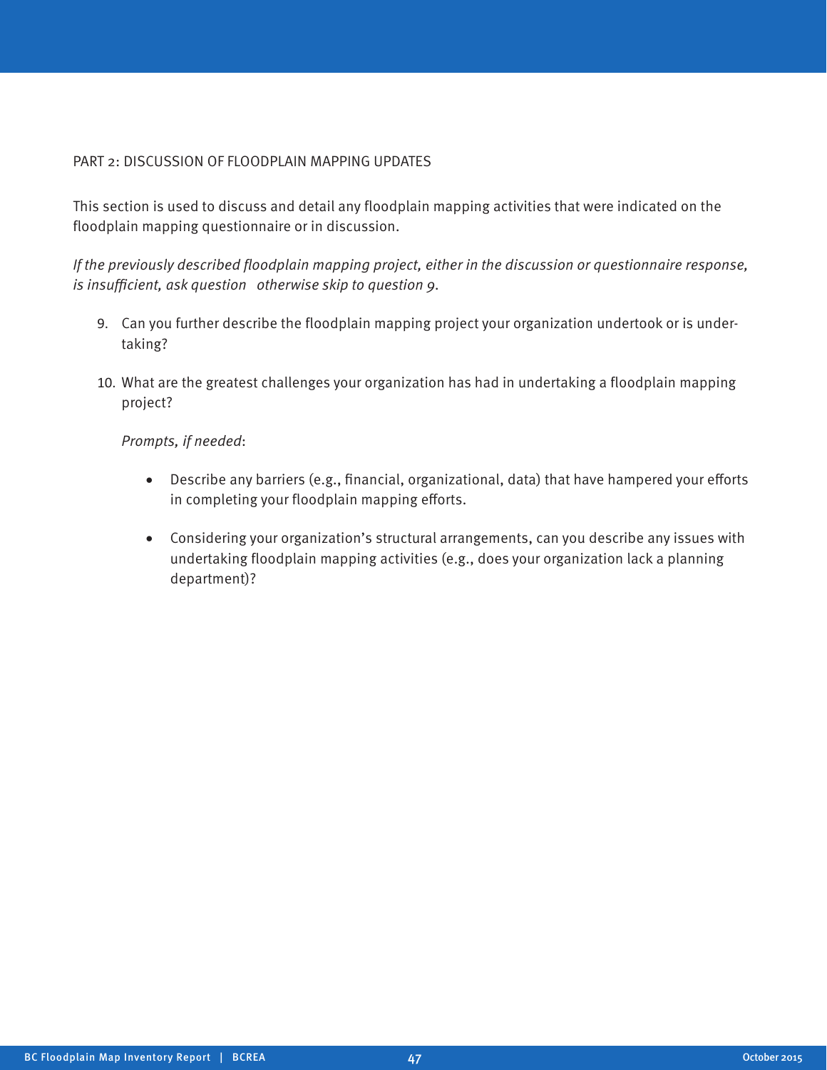PART 2: DISCUSSION OF FLOODPLAIN MAPPING UPDATES

This section is used to discuss and detail any floodplain mapping activities that were indicated on the floodplain mapping questionnaire or in discussion.

*If the previously described floodplain mapping project, either in the discussion or questionnaire response, is insufficient, ask question otherwise skip to question 9.*

9. Can you further describe the floodplain mapping project your organization undertook or is undertaking?

10. What are the greatest challenges your organization has had in undertaking a floodplain mapping project?

    *Prompts, if needed*:

    - Describe any barriers (e.g., financial, organizational, data) that have hampered your efforts in completing your floodplain mapping efforts.

    - Considering your organization's structural arrangements, can you describe any issues with undertaking floodplain mapping activities (e.g., does your organization lack a planning department)?